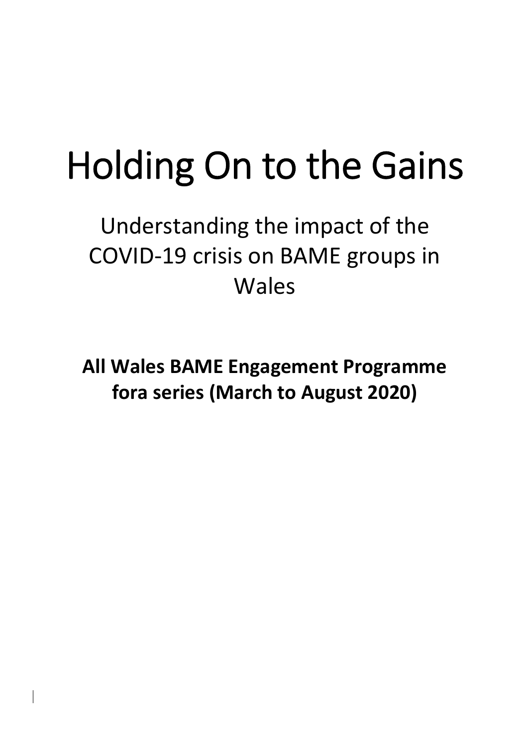# Holding On to the Gains

## Understanding the impact of the COVID-19 crisis on BAME groups in Wales

**All Wales BAME Engagement Programme fora series (March to August 2020)**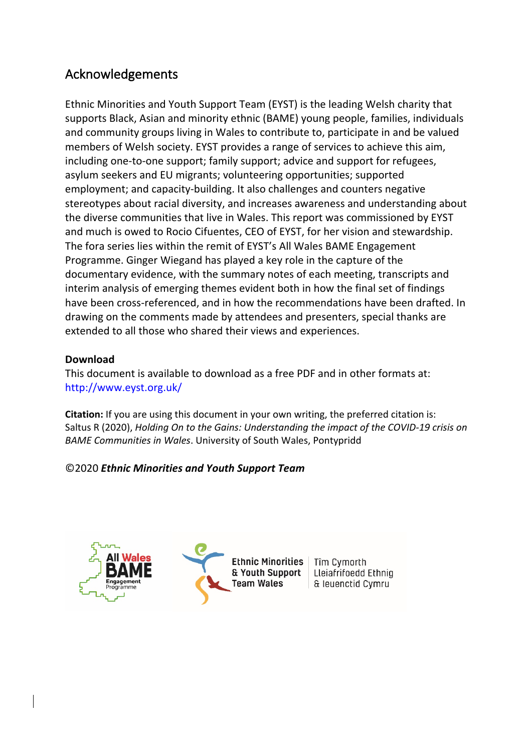## Acknowledgements

Ethnic Minorities and Youth Support Team (EYST) is the leading Welsh charity that supports Black, Asian and minority ethnic (BAME) young people, families, individuals and community groups living in Wales to contribute to, participate in and be valued members of Welsh society. EYST provides a range of services to achieve this aim, including one-to-one support; family support; advice and support for refugees, asylum seekers and EU migrants; volunteering opportunities; supported employment; and capacity-building. It also challenges and counters negative stereotypes about racial diversity, and increases awareness and understanding about the diverse communities that live in Wales. This report was commissioned by EYST and much is owed to Rocio Cifuentes, CEO of EYST, for her vision and stewardship. The fora series lies within the remit of EYST's All Wales BAME Engagement Programme. Ginger Wiegand has played a key role in the capture of the documentary evidence, with the summary notes of each meeting, transcripts and interim analysis of emerging themes evident both in how the final set of findings have been cross-referenced, and in how the recommendations have been drafted. In drawing on the comments made by attendees and presenters, special thanks are extended to all those who shared their views and experiences.

**Download**

This document is available to download as a free PDF and in other formats at: http://www.eyst.org.uk/

**Citation:** If you are using this document in your own writing, the preferred citation is: Saltus R (2020), *Holding On to the Gains: Understanding the impact of the COVID-19 crisis on BAME Communities in Wales*. University of South Wales, Pontypridd

©2020 ***Ethnic Minorities and Youth Support Team***

All Wales BAME Engagement Programme

Ethnic Minorities & Youth Support Team Wales | Tîm Cymorth Lleiafrifoedd Ethnig & Ieuenctid Cymru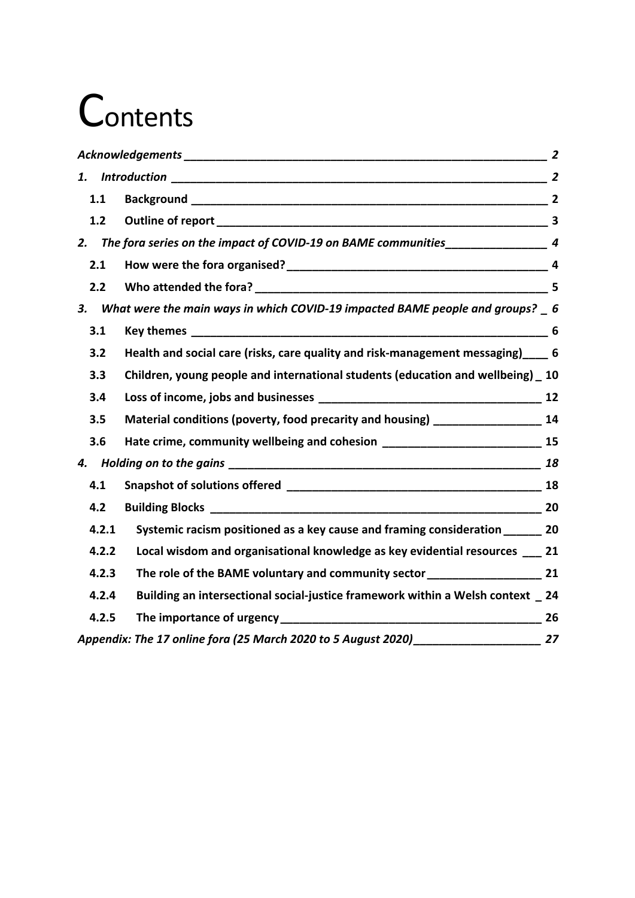# Contents

*Acknowledgements* ____________________________________________________________ *2*

*1. Introduction* _______________________________________________________________ *2*

**1.1 Background** _______________________________________________________________ **2**

**1.2 Outline of report** _________________________________________________________ **3**

*2. The fora series on the impact of COVID-19 on BAME communities*________________ *4*

**2.1 How were the fora organised?**___________________________________________ **4**

**2.2 Who attended the fora?** _________________________________________________ **5**

*3. What were the main ways in which COVID-19 impacted BAME people and groups?* _ *6*

**3.1 Key themes** _______________________________________________________________ **6**

**3.2 Health and social care (risks, care quality and risk-management messaging)**____ **6**

**3.3 Children, young people and international students (education and wellbeing)** _ **10**

**3.4 Loss of income, jobs and businesses** ___________________________________ **12**

**3.5 Material conditions (poverty, food precarity and housing)** _________________ **14**

**3.6 Hate crime, community wellbeing and cohesion** _________________________ **15**

*4. Holding on to the gains* _____________________________________________________ *18*

**4.1 Snapshot of solutions offered** ____________________________________________ **18**

**4.2 Building Blocks** ____________________________________________________________ **20**

**4.2.1 Systemic racism positioned as a key cause and framing consideration** ______ **20**

**4.2.2 Local wisdom and organisational knowledge as key evidential resources** ___ **21**

**4.2.3 The role of the BAME voluntary and community sector**__________________ **21**

**4.2.4 Building an intersectional social-justice framework within a Welsh context** _ **24**

**4.2.5 The importance of urgency**______________________________________________ **26**

*Appendix: The 17 online fora (25 March 2020 to 5 August 2020)*____________________ *27*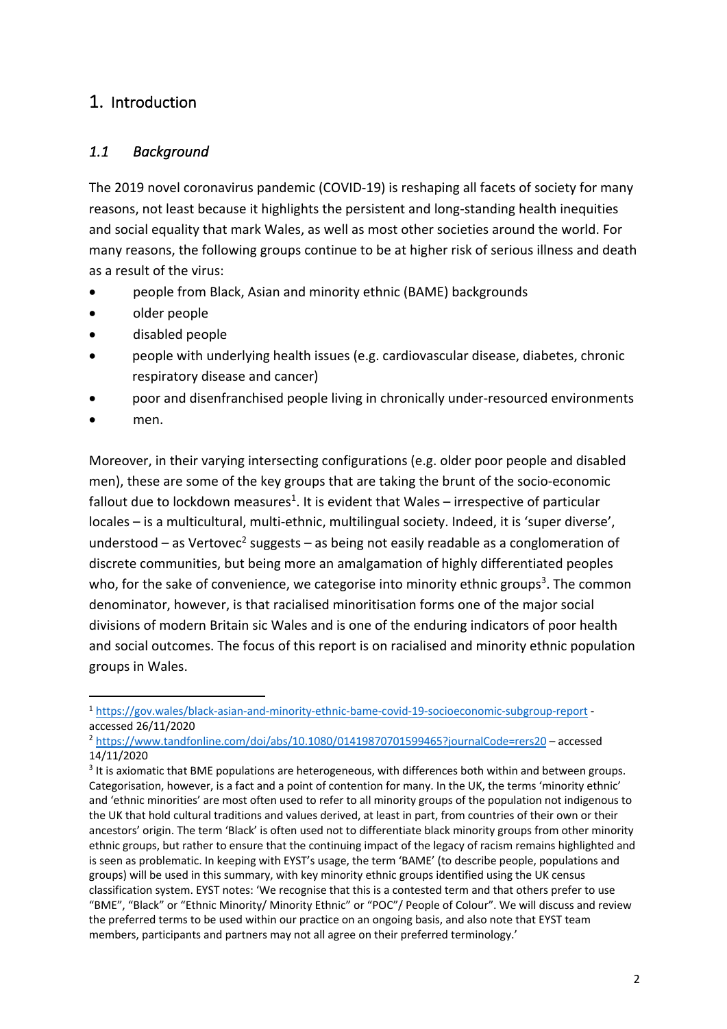# 1. Introduction

## *1.1 Background*

The 2019 novel coronavirus pandemic (COVID-19) is reshaping all facets of society for many reasons, not least because it highlights the persistent and long-standing health inequities and social equality that mark Wales, as well as most other societies around the world. For many reasons, the following groups continue to be at higher risk of serious illness and death as a result of the virus:

- people from Black, Asian and minority ethnic (BAME) backgrounds
- older people
- disabled people
- people with underlying health issues (e.g. cardiovascular disease, diabetes, chronic respiratory disease and cancer)
- poor and disenfranchised people living in chronically under-resourced environments
- men.

Moreover, in their varying intersecting configurations (e.g. older poor people and disabled men), these are some of the key groups that are taking the brunt of the socio-economic fallout due to lockdown measures[1]. It is evident that Wales – irrespective of particular locales – is a multicultural, multi-ethnic, multilingual society. Indeed, it is 'super diverse', understood – as Vertovec[2] suggests – as being not easily readable as a conglomeration of discrete communities, but being more an amalgamation of highly differentiated peoples who, for the sake of convenience, we categorise into minority ethnic groups[3]. The common denominator, however, is that racialised minoritisation forms one of the major social divisions of modern Britain sic Wales and is one of the enduring indicators of poor health and social outcomes. The focus of this report is on racialised and minority ethnic population groups in Wales.

---

[1] https://gov.wales/black-asian-and-minority-ethnic-bame-covid-19-socioeconomic-subgroup-report - accessed 26/11/2020

[2] https://www.tandfonline.com/doi/abs/10.1080/01419870701599465?journalCode=rers20 – accessed 14/11/2020

[3] It is axiomatic that BME populations are heterogeneous, with differences both within and between groups. Categorisation, however, is a fact and a point of contention for many. In the UK, the terms 'minority ethnic' and 'ethnic minorities' are most often used to refer to all minority groups of the population not indigenous to the UK that hold cultural traditions and values derived, at least in part, from countries of their own or their ancestors' origin. The term 'Black' is often used not to differentiate black minority groups from other minority ethnic groups, but rather to ensure that the continuing impact of the legacy of racism remains highlighted and is seen as problematic. In keeping with EYST's usage, the term 'BAME' (to describe people, populations and groups) will be used in this summary, with key minority ethnic groups identified using the UK census classification system. EYST notes: 'We recognise that this is a contested term and that others prefer to use "BME", "Black" or "Ethnic Minority/ Minority Ethnic" or "POC"/ People of Colour". We will discuss and review the preferred terms to be used within our practice on an ongoing basis, and also note that EYST team members, participants and partners may not all agree on their preferred terminology.'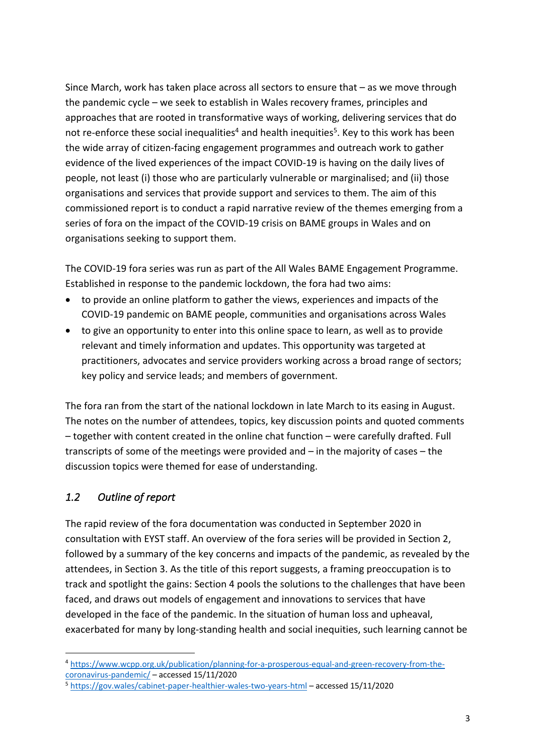Since March, work has taken place across all sectors to ensure that – as we move through the pandemic cycle – we seek to establish in Wales recovery frames, principles and approaches that are rooted in transformative ways of working, delivering services that do not re-enforce these social inequalities[4] and health inequities[5]. Key to this work has been the wide array of citizen-facing engagement programmes and outreach work to gather evidence of the lived experiences of the impact COVID-19 is having on the daily lives of people, not least (i) those who are particularly vulnerable or marginalised; and (ii) those organisations and services that provide support and services to them. The aim of this commissioned report is to conduct a rapid narrative review of the themes emerging from a series of fora on the impact of the COVID-19 crisis on BAME groups in Wales and on organisations seeking to support them.

The COVID-19 fora series was run as part of the All Wales BAME Engagement Programme. Established in response to the pandemic lockdown, the fora had two aims:

- to provide an online platform to gather the views, experiences and impacts of the COVID-19 pandemic on BAME people, communities and organisations across Wales
- to give an opportunity to enter into this online space to learn, as well as to provide relevant and timely information and updates. This opportunity was targeted at practitioners, advocates and service providers working across a broad range of sectors; key policy and service leads; and members of government.

The fora ran from the start of the national lockdown in late March to its easing in August. The notes on the number of attendees, topics, key discussion points and quoted comments – together with content created in the online chat function – were carefully drafted. Full transcripts of some of the meetings were provided and – in the majority of cases – the discussion topics were themed for ease of understanding.

### *1.2 Outline of report*

The rapid review of the fora documentation was conducted in September 2020 in consultation with EYST staff. An overview of the fora series will be provided in Section 2, followed by a summary of the key concerns and impacts of the pandemic, as revealed by the attendees, in Section 3. As the title of this report suggests, a framing preoccupation is to track and spotlight the gains: Section 4 pools the solutions to the challenges that have been faced, and draws out models of engagement and innovations to services that have developed in the face of the pandemic. In the situation of human loss and upheaval, exacerbated for many by long-standing health and social inequities, such learning cannot be

---

[4] https://www.wcpp.org.uk/publication/planning-for-a-prosperous-equal-and-green-recovery-from-the-coronavirus-pandemic/ – accessed 15/11/2020

[5] https://gov.wales/cabinet-paper-healthier-wales-two-years-html – accessed 15/11/2020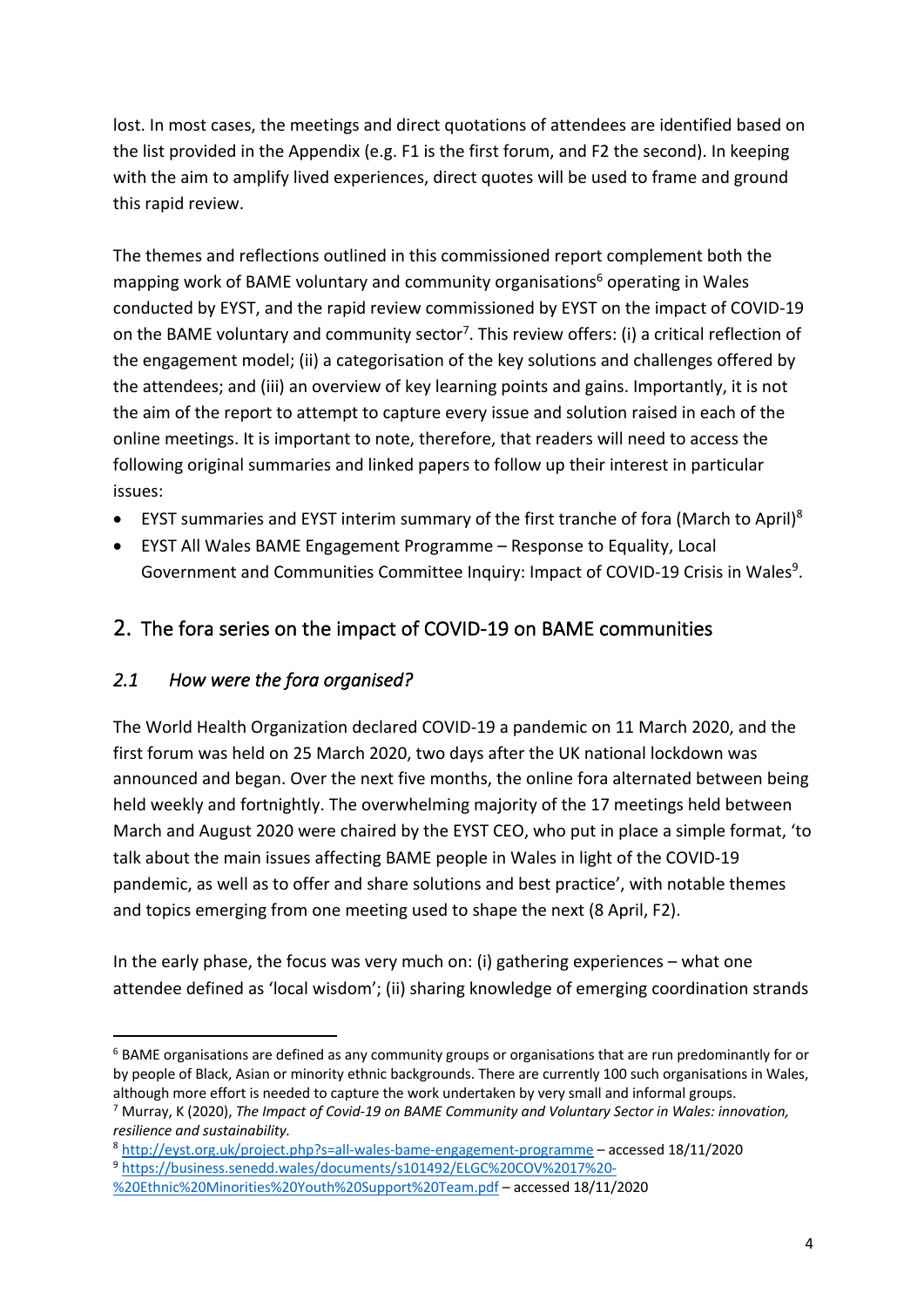lost. In most cases, the meetings and direct quotations of attendees are identified based on the list provided in the Appendix (e.g. F1 is the first forum, and F2 the second). In keeping with the aim to amplify lived experiences, direct quotes will be used to frame and ground this rapid review.

The themes and reflections outlined in this commissioned report complement both the mapping work of BAME voluntary and community organisations[6] operating in Wales conducted by EYST, and the rapid review commissioned by EYST on the impact of COVID-19 on the BAME voluntary and community sector[7]. This review offers: (i) a critical reflection of the engagement model; (ii) a categorisation of the key solutions and challenges offered by the attendees; and (iii) an overview of key learning points and gains. Importantly, it is not the aim of the report to attempt to capture every issue and solution raised in each of the online meetings. It is important to note, therefore, that readers will need to access the following original summaries and linked papers to follow up their interest in particular issues:

- EYST summaries and EYST interim summary of the first tranche of fora (March to April)[8]
- EYST All Wales BAME Engagement Programme – Response to Equality, Local Government and Communities Committee Inquiry: Impact of COVID-19 Crisis in Wales[9].

## 2. The fora series on the impact of COVID-19 on BAME communities

### *2.1 How were the fora organised?*

The World Health Organization declared COVID-19 a pandemic on 11 March 2020, and the first forum was held on 25 March 2020, two days after the UK national lockdown was announced and began. Over the next five months, the online fora alternated between being held weekly and fortnightly. The overwhelming majority of the 17 meetings held between March and August 2020 were chaired by the EYST CEO, who put in place a simple format, 'to talk about the main issues affecting BAME people in Wales in light of the COVID-19 pandemic, as well as to offer and share solutions and best practice', with notable themes and topics emerging from one meeting used to shape the next (8 April, F2).

In the early phase, the focus was very much on: (i) gathering experiences – what one attendee defined as 'local wisdom'; (ii) sharing knowledge of emerging coordination strands

---

[6] BAME organisations are defined as any community groups or organisations that are run predominantly for or by people of Black, Asian or minority ethnic backgrounds. There are currently 100 such organisations in Wales, although more effort is needed to capture the work undertaken by very small and informal groups.

[7] Murray, K (2020), *The Impact of Covid-19 on BAME Community and Voluntary Sector in Wales: innovation, resilience and sustainability.*

[8] http://eyst.org.uk/project.php?s=all-wales-bame-engagement-programme – accessed 18/11/2020

[9] https://business.senedd.wales/documents/s101492/ELGC%20COV%2017%20-%20Ethnic%20Minorities%20Youth%20Support%20Team.pdf – accessed 18/11/2020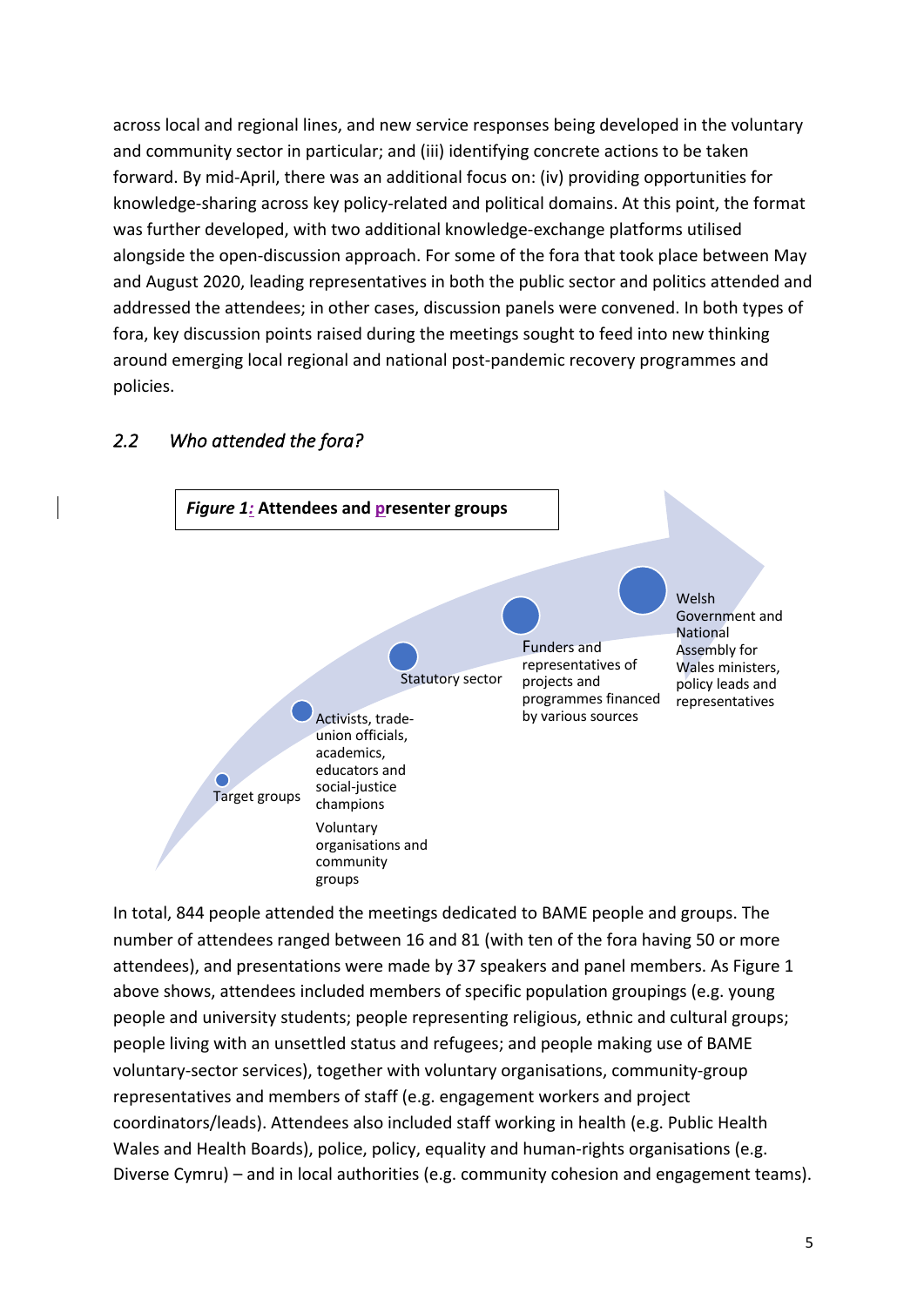across local and regional lines, and new service responses being developed in the voluntary and community sector in particular; and (iii) identifying concrete actions to be taken forward. By mid-April, there was an additional focus on: (iv) providing opportunities for knowledge-sharing across key policy-related and political domains. At this point, the format was further developed, with two additional knowledge-exchange platforms utilised alongside the open-discussion approach. For some of the fora that took place between May and August 2020, leading representatives in both the public sector and politics attended and addressed the attendees; in other cases, discussion panels were convened. In both types of fora, key discussion points raised during the meetings sought to feed into new thinking around emerging local regional and national post-pandemic recovery programmes and policies.

### *2.2 Who attended the fora?*

***Figure 1:*** **Attendees and presenter groups**

- Target groups
- Activists, trade-union officials, academics, educators and social-justice champions
- Voluntary organisations and community groups
- Statutory sector
- Funders and representatives of projects and programmes financed by various sources
- Welsh Government and National Assembly for Wales ministers, policy leads and representatives

In total, 844 people attended the meetings dedicated to BAME people and groups. The number of attendees ranged between 16 and 81 (with ten of the fora having 50 or more attendees), and presentations were made by 37 speakers and panel members. As Figure 1 above shows, attendees included members of specific population groupings (e.g. young people and university students; people representing religious, ethnic and cultural groups; people living with an unsettled status and refugees; and people making use of BAME voluntary-sector services), together with voluntary organisations, community-group representatives and members of staff (e.g. engagement workers and project coordinators/leads). Attendees also included staff working in health (e.g. Public Health Wales and Health Boards), police, policy, equality and human-rights organisations (e.g. Diverse Cymru) – and in local authorities (e.g. community cohesion and engagement teams).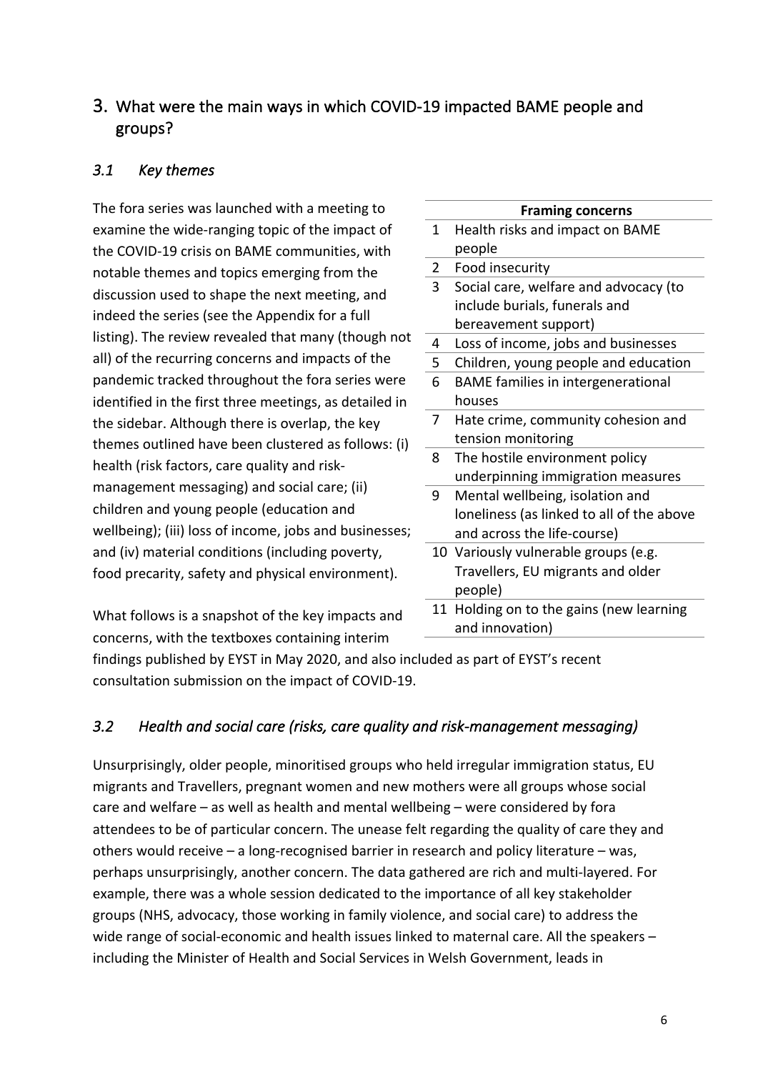## 3. What were the main ways in which COVID-19 impacted BAME people and groups?

### *3.1 Key themes*

The fora series was launched with a meeting to examine the wide-ranging topic of the impact of the COVID-19 crisis on BAME communities, with notable themes and topics emerging from the discussion used to shape the next meeting, and indeed the series (see the Appendix for a full listing). The review revealed that many (though not all) of the recurring concerns and impacts of the pandemic tracked throughout the fora series were identified in the first three meetings, as detailed in the sidebar. Although there is overlap, the key themes outlined have been clustered as follows: (i) health (risk factors, care quality and risk-management messaging) and social care; (ii) children and young people (education and wellbeing); (iii) loss of income, jobs and businesses; and (iv) material conditions (including poverty, food precarity, safety and physical environment).

| | **Framing concerns** |
|---|---|
| 1 | Health risks and impact on BAME people |
| 2 | Food insecurity |
| 3 | Social care, welfare and advocacy (to include burials, funerals and bereavement support) |
| 4 | Loss of income, jobs and businesses |
| 5 | Children, young people and education |
| 6 | BAME families in intergenerational houses |
| 7 | Hate crime, community cohesion and tension monitoring |
| 8 | The hostile environment policy underpinning immigration measures |
| 9 | Mental wellbeing, isolation and loneliness (as linked to all of the above and across the life-course) |
| 10 | Variously vulnerable groups (e.g. Travellers, EU migrants and older people) |
| 11 | Holding on to the gains (new learning and innovation) |

What follows is a snapshot of the key impacts and concerns, with the textboxes containing interim findings published by EYST in May 2020, and also included as part of EYST's recent consultation submission on the impact of COVID-19.

### *3.2 Health and social care (risks, care quality and risk-management messaging)*

Unsurprisingly, older people, minoritised groups who held irregular immigration status, EU migrants and Travellers, pregnant women and new mothers were all groups whose social care and welfare – as well as health and mental wellbeing – were considered by fora attendees to be of particular concern. The unease felt regarding the quality of care they and others would receive – a long-recognised barrier in research and policy literature – was, perhaps unsurprisingly, another concern. The data gathered are rich and multi-layered. For example, there was a whole session dedicated to the importance of all key stakeholder groups (NHS, advocacy, those working in family violence, and social care) to address the wide range of social-economic and health issues linked to maternal care. All the speakers – including the Minister of Health and Social Services in Welsh Government, leads in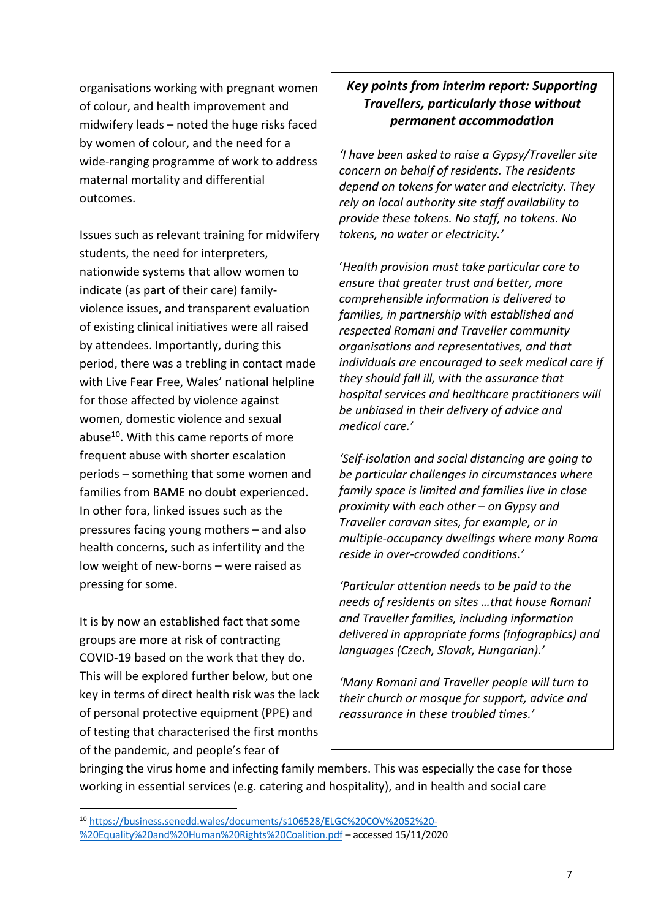organisations working with pregnant women of colour, and health improvement and midwifery leads – noted the huge risks faced by women of colour, and the need for a wide-ranging programme of work to address maternal mortality and differential outcomes.

Issues such as relevant training for midwifery students, the need for interpreters, nationwide systems that allow women to indicate (as part of their care) family-violence issues, and transparent evaluation of existing clinical initiatives were all raised by attendees. Importantly, during this period, there was a trebling in contact made with Live Fear Free, Wales' national helpline for those affected by violence against women, domestic violence and sexual abuse[10]. With this came reports of more frequent abuse with shorter escalation periods – something that some women and families from BAME no doubt experienced. In other fora, linked issues such as the pressures facing young mothers – and also health concerns, such as infertility and the low weight of new-borns – were raised as pressing for some.

It is by now an established fact that some groups are more at risk of contracting COVID-19 based on the work that they do. This will be explored further below, but one key in terms of direct health risk was the lack of personal protective equipment (PPE) and of testing that characterised the first months of the pandemic, and people's fear of bringing the virus home and infecting family members. This was especially the case for those working in essential services (e.g. catering and hospitality), and in health and social care

> ***Key points from interim report: Supporting Travellers, particularly those without permanent accommodation***
>
> *'I have been asked to raise a Gypsy/Traveller site concern on behalf of residents. The residents depend on tokens for water and electricity. They rely on local authority site staff availability to provide these tokens. No staff, no tokens. No tokens, no water or electricity.'*
>
> '*Health provision must take particular care to ensure that greater trust and better, more comprehensible information is delivered to families, in partnership with established and respected Romani and Traveller community organisations and representatives, and that individuals are encouraged to seek medical care if they should fall ill, with the assurance that hospital services and healthcare practitioners will be unbiased in their delivery of advice and medical care.'*
>
> *'Self-isolation and social distancing are going to be particular challenges in circumstances where family space is limited and families live in close proximity with each other – on Gypsy and Traveller caravan sites, for example, or in multiple-occupancy dwellings where many Roma reside in over-crowded conditions.'*
>
> *'Particular attention needs to be paid to the needs of residents on sites …that house Romani and Traveller families, including information delivered in appropriate forms (infographics) and languages (Czech, Slovak, Hungarian).'*
>
> *'Many Romani and Traveller people will turn to their church or mosque for support, advice and reassurance in these troubled times.'*

---

[10] https://business.senedd.wales/documents/s106528/ELGC%20COV%2052%20-%20Equality%20and%20Human%20Rights%20Coalition.pdf – accessed 15/11/2020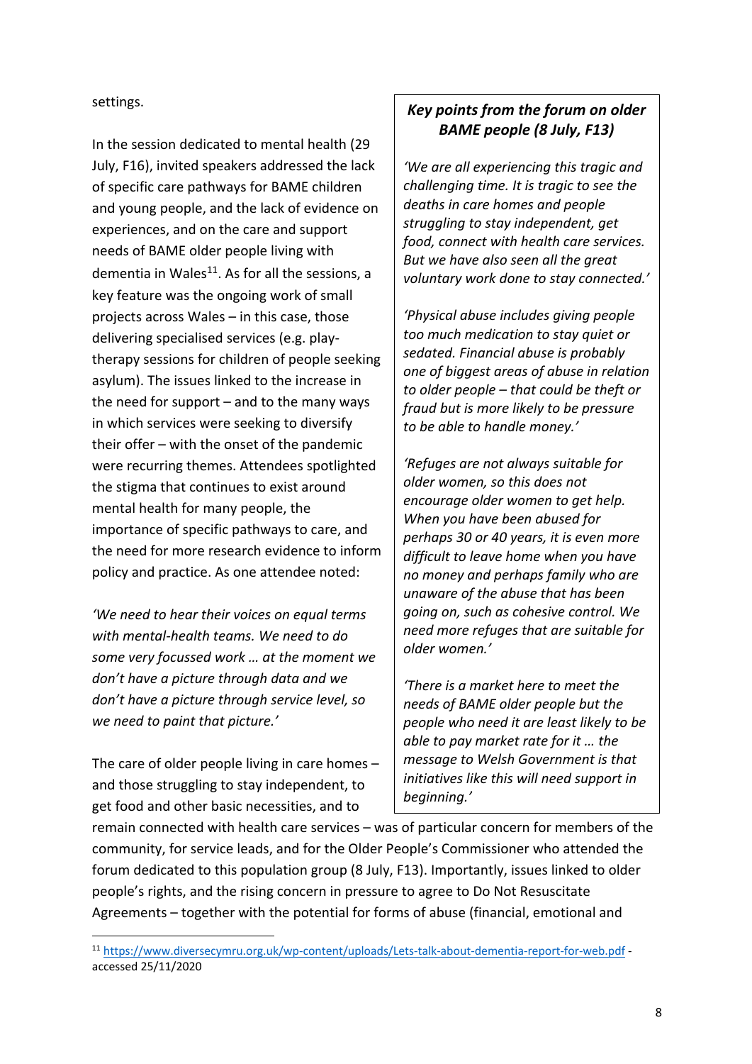settings.

In the session dedicated to mental health (29 July, F16), invited speakers addressed the lack of specific care pathways for BAME children and young people, and the lack of evidence on experiences, and on the care and support needs of BAME older people living with dementia in Wales[11]. As for all the sessions, a key feature was the ongoing work of small projects across Wales – in this case, those delivering specialised services (e.g. play-therapy sessions for children of people seeking asylum). The issues linked to the increase in the need for support – and to the many ways in which services were seeking to diversify their offer – with the onset of the pandemic were recurring themes. Attendees spotlighted the stigma that continues to exist around mental health for many people, the importance of specific pathways to care, and the need for more research evidence to inform policy and practice. As one attendee noted:

*'We need to hear their voices on equal terms with mental-health teams. We need to do some very focussed work … at the moment we don't have a picture through data and we don't have a picture through service level, so we need to paint that picture.'*

The care of older people living in care homes – and those struggling to stay independent, to get food and other basic necessities, and to remain connected with health care services – was of particular concern for members of the community, for service leads, and for the Older People's Commissioner who attended the forum dedicated to this population group (8 July, F13). Importantly, issues linked to older people's rights, and the rising concern in pressure to agree to Do Not Resuscitate Agreements – together with the potential for forms of abuse (financial, emotional and

> ***Key points from the forum on older BAME people (8 July, F13)***
>
> *'We are all experiencing this tragic and challenging time. It is tragic to see the deaths in care homes and people struggling to stay independent, get food, connect with health care services. But we have also seen all the great voluntary work done to stay connected.'*
>
> *'Physical abuse includes giving people too much medication to stay quiet or sedated. Financial abuse is probably one of biggest areas of abuse in relation to older people – that could be theft or fraud but is more likely to be pressure to be able to handle money.'*
>
> *'Refuges are not always suitable for older women, so this does not encourage older women to get help. When you have been abused for perhaps 30 or 40 years, it is even more difficult to leave home when you have no money and perhaps family who are unaware of the abuse that has been going on, such as cohesive control. We need more refuges that are suitable for older women.'*
>
> *'There is a market here to meet the needs of BAME older people but the people who need it are least likely to be able to pay market rate for it … the message to Welsh Government is that initiatives like this will need support in beginning.'*

[11] https://www.diversecymru.org.uk/wp-content/uploads/Lets-talk-about-dementia-report-for-web.pdf - accessed 25/11/2020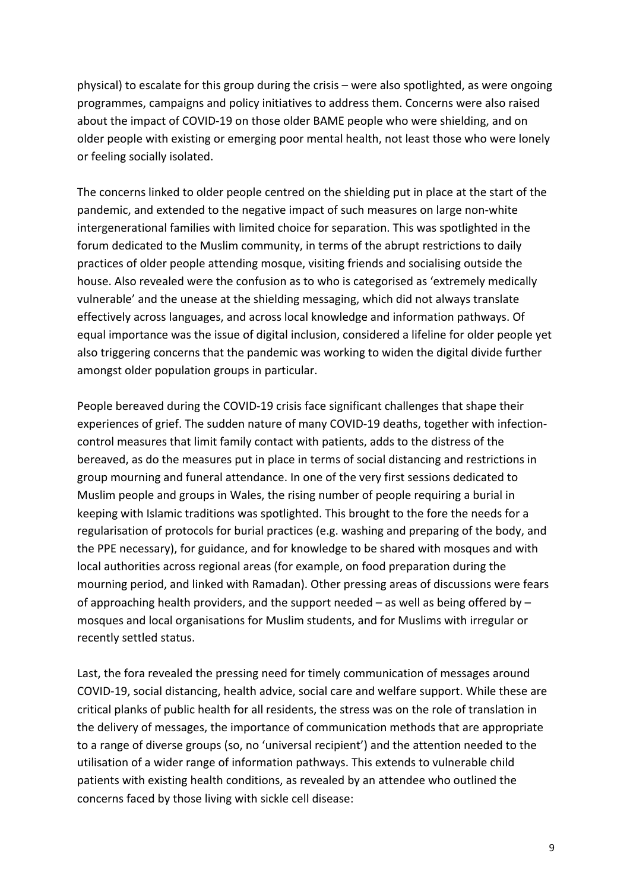physical) to escalate for this group during the crisis – were also spotlighted, as were ongoing programmes, campaigns and policy initiatives to address them. Concerns were also raised about the impact of COVID-19 on those older BAME people who were shielding, and on older people with existing or emerging poor mental health, not least those who were lonely or feeling socially isolated.

The concerns linked to older people centred on the shielding put in place at the start of the pandemic, and extended to the negative impact of such measures on large non-white intergenerational families with limited choice for separation. This was spotlighted in the forum dedicated to the Muslim community, in terms of the abrupt restrictions to daily practices of older people attending mosque, visiting friends and socialising outside the house. Also revealed were the confusion as to who is categorised as 'extremely medically vulnerable' and the unease at the shielding messaging, which did not always translate effectively across languages, and across local knowledge and information pathways. Of equal importance was the issue of digital inclusion, considered a lifeline for older people yet also triggering concerns that the pandemic was working to widen the digital divide further amongst older population groups in particular.

People bereaved during the COVID-19 crisis face significant challenges that shape their experiences of grief. The sudden nature of many COVID-19 deaths, together with infection-control measures that limit family contact with patients, adds to the distress of the bereaved, as do the measures put in place in terms of social distancing and restrictions in group mourning and funeral attendance. In one of the very first sessions dedicated to Muslim people and groups in Wales, the rising number of people requiring a burial in keeping with Islamic traditions was spotlighted. This brought to the fore the needs for a regularisation of protocols for burial practices (e.g. washing and preparing of the body, and the PPE necessary), for guidance, and for knowledge to be shared with mosques and with local authorities across regional areas (for example, on food preparation during the mourning period, and linked with Ramadan). Other pressing areas of discussions were fears of approaching health providers, and the support needed – as well as being offered by – mosques and local organisations for Muslim students, and for Muslims with irregular or recently settled status.

Last, the fora revealed the pressing need for timely communication of messages around COVID-19, social distancing, health advice, social care and welfare support. While these are critical planks of public health for all residents, the stress was on the role of translation in the delivery of messages, the importance of communication methods that are appropriate to a range of diverse groups (so, no 'universal recipient') and the attention needed to the utilisation of a wider range of information pathways. This extends to vulnerable child patients with existing health conditions, as revealed by an attendee who outlined the concerns faced by those living with sickle cell disease: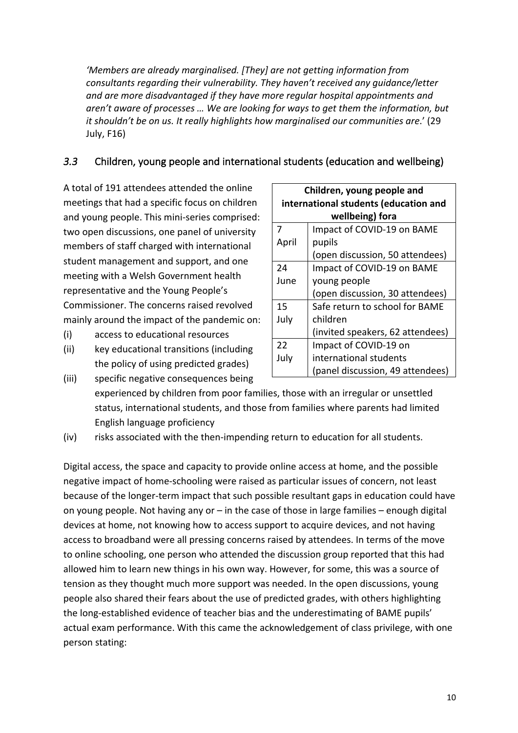*'Members are already marginalised. [They] are not getting information from consultants regarding their vulnerability. They haven't received any guidance/letter and are more disadvantaged if they have more regular hospital appointments and aren't aware of processes … We are looking for ways to get them the information, but it shouldn't be on us. It really highlights how marginalised our communities are*.' (29 July, F16)

### *3.3* Children, young people and international students (education and wellbeing)

A total of 191 attendees attended the online meetings that had a specific focus on children and young people. This mini-series comprised: two open discussions, one panel of university members of staff charged with international student management and support, and one meeting with a Welsh Government health representative and the Young People's Commissioner. The concerns raised revolved mainly around the impact of the pandemic on:

(i) access to educational resources
(ii) key educational transitions (including the policy of using predicted grades)
(iii) specific negative consequences being experienced by children from poor families, those with an irregular or unsettled status, international students, and those from families where parents had limited English language proficiency
(iv) risks associated with the then-impending return to education for all students.

| **Children, young people and international students (education and wellbeing) fora** | |
|---|---|
| 7 April | Impact of COVID-19 on BAME pupils (open discussion, 50 attendees) |
| 24 June | Impact of COVID-19 on BAME young people (open discussion, 30 attendees) |
| 15 July | Safe return to school for BAME children (invited speakers, 62 attendees) |
| 22 July | Impact of COVID-19 on international students (panel discussion, 49 attendees) |

Digital access, the space and capacity to provide online access at home, and the possible negative impact of home-schooling were raised as particular issues of concern, not least because of the longer-term impact that such possible resultant gaps in education could have on young people. Not having any or – in the case of those in large families – enough digital devices at home, not knowing how to access support to acquire devices, and not having access to broadband were all pressing concerns raised by attendees. In terms of the move to online schooling, one person who attended the discussion group reported that this had allowed him to learn new things in his own way. However, for some, this was a source of tension as they thought much more support was needed. In the open discussions, young people also shared their fears about the use of predicted grades, with others highlighting the long-established evidence of teacher bias and the underestimating of BAME pupils' actual exam performance. With this came the acknowledgement of class privilege, with one person stating: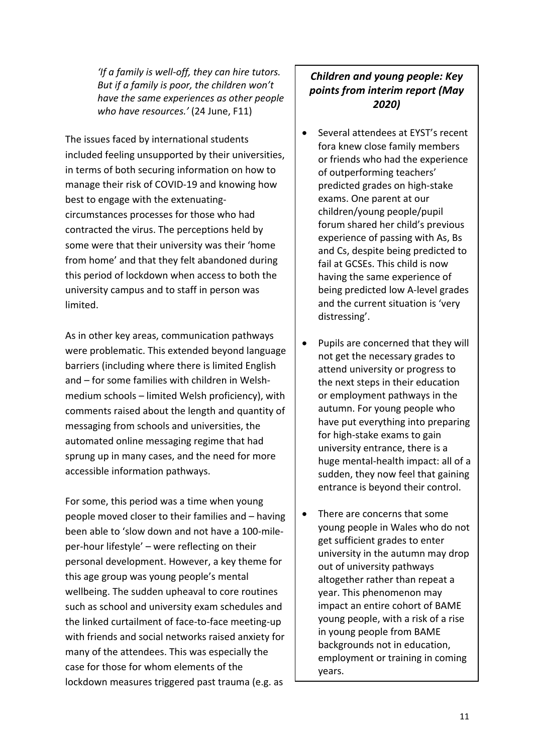*'If a family is well-off, they can hire tutors. But if a family is poor, the children won't have the same experiences as other people who have resources.'* (24 June, F11)

The issues faced by international students included feeling unsupported by their universities, in terms of both securing information on how to manage their risk of COVID-19 and knowing how best to engage with the extenuating-circumstances processes for those who had contracted the virus. The perceptions held by some were that their university was their 'home from home' and that they felt abandoned during this period of lockdown when access to both the university campus and to staff in person was limited.

As in other key areas, communication pathways were problematic. This extended beyond language barriers (including where there is limited English and – for some families with children in Welsh-medium schools – limited Welsh proficiency), with comments raised about the length and quantity of messaging from schools and universities, the automated online messaging regime that had sprung up in many cases, and the need for more accessible information pathways.

For some, this period was a time when young people moved closer to their families and – having been able to 'slow down and not have a 100-mile-per-hour lifestyle' – were reflecting on their personal development. However, a key theme for this age group was young people's mental wellbeing. The sudden upheaval to core routines such as school and university exam schedules and the linked curtailment of face-to-face meeting-up with friends and social networks raised anxiety for many of the attendees. This was especially the case for those for whom elements of the lockdown measures triggered past trauma (e.g. as

### *Children and young people: Key points from interim report (May 2020)*

- Several attendees at EYST's recent fora knew close family members or friends who had the experience of outperforming teachers' predicted grades on high-stake exams. One parent at our children/young people/pupil forum shared her child's previous experience of passing with As, Bs and Cs, despite being predicted to fail at GCSEs. This child is now having the same experience of being predicted low A-level grades and the current situation is 'very distressing'.
- Pupils are concerned that they will not get the necessary grades to attend university or progress to the next steps in their education or employment pathways in the autumn. For young people who have put everything into preparing for high-stake exams to gain university entrance, there is a huge mental-health impact: all of a sudden, they now feel that gaining entrance is beyond their control.
- There are concerns that some young people in Wales who do not get sufficient grades to enter university in the autumn may drop out of university pathways altogether rather than repeat a year. This phenomenon may impact an entire cohort of BAME young people, with a risk of a rise in young people from BAME backgrounds not in education, employment or training in coming years.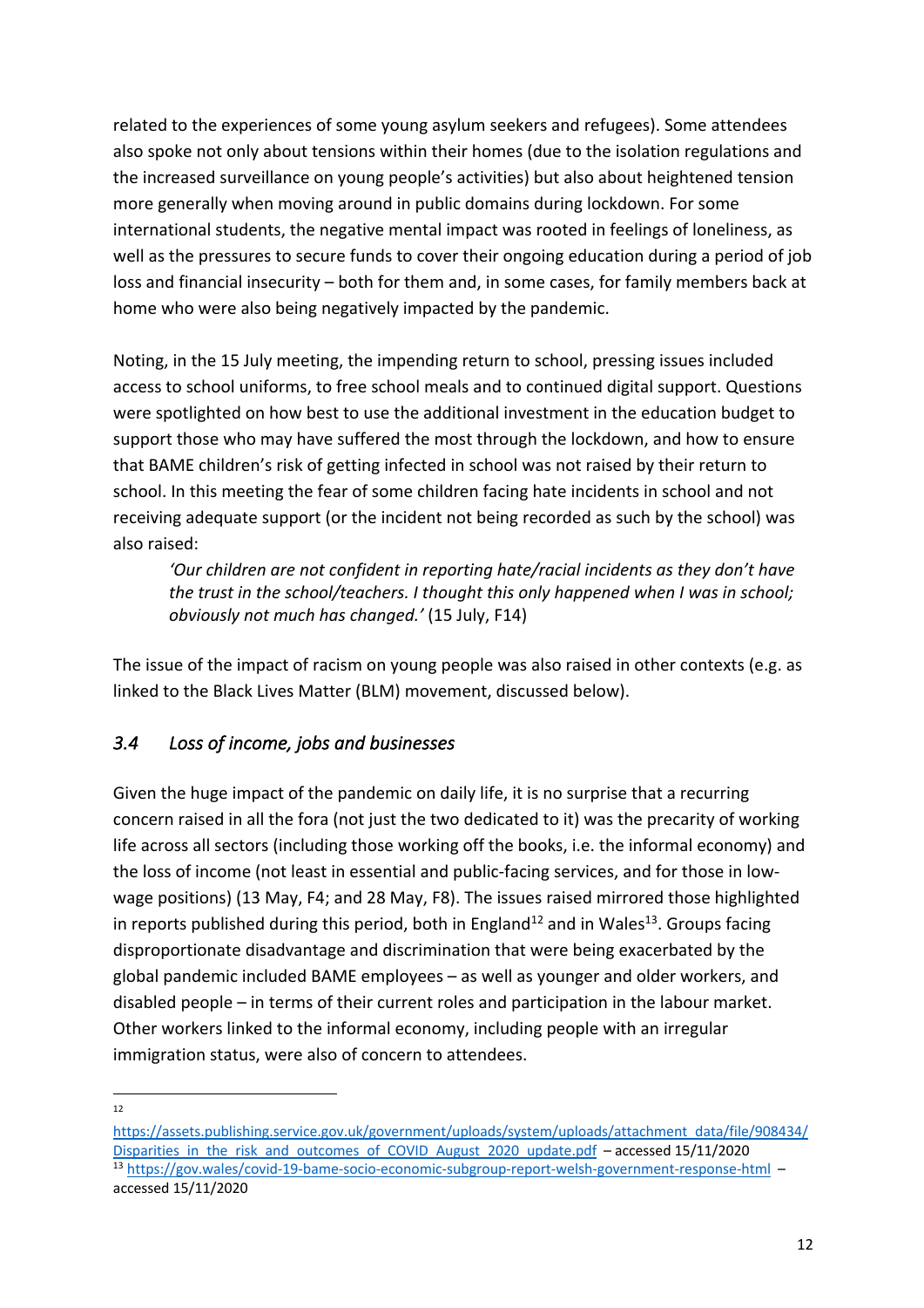related to the experiences of some young asylum seekers and refugees). Some attendees also spoke not only about tensions within their homes (due to the isolation regulations and the increased surveillance on young people's activities) but also about heightened tension more generally when moving around in public domains during lockdown. For some international students, the negative mental impact was rooted in feelings of loneliness, as well as the pressures to secure funds to cover their ongoing education during a period of job loss and financial insecurity – both for them and, in some cases, for family members back at home who were also being negatively impacted by the pandemic.

Noting, in the 15 July meeting, the impending return to school, pressing issues included access to school uniforms, to free school meals and to continued digital support. Questions were spotlighted on how best to use the additional investment in the education budget to support those who may have suffered the most through the lockdown, and how to ensure that BAME children's risk of getting infected in school was not raised by their return to school. In this meeting the fear of some children facing hate incidents in school and not receiving adequate support (or the incident not being recorded as such by the school) was also raised:

> *'Our children are not confident in reporting hate/racial incidents as they don't have the trust in the school/teachers. I thought this only happened when I was in school; obviously not much has changed.'* (15 July, F14)

The issue of the impact of racism on young people was also raised in other contexts (e.g. as linked to the Black Lives Matter (BLM) movement, discussed below).

### *3.4 Loss of income, jobs and businesses*

Given the huge impact of the pandemic on daily life, it is no surprise that a recurring concern raised in all the fora (not just the two dedicated to it) was the precarity of working life across all sectors (including those working off the books, i.e. the informal economy) and the loss of income (not least in essential and public-facing services, and for those in low-wage positions) (13 May, F4; and 28 May, F8). The issues raised mirrored those highlighted in reports published during this period, both in England[12] and in Wales[13]. Groups facing disproportionate disadvantage and discrimination that were being exacerbated by the global pandemic included BAME employees – as well as younger and older workers, and disabled people – in terms of their current roles and participation in the labour market. Other workers linked to the informal economy, including people with an irregular immigration status, were also of concern to attendees.

---

[12] https://assets.publishing.service.gov.uk/government/uploads/system/uploads/attachment_data/file/908434/Disparities_in_the_risk_and_outcomes_of_COVID_August_2020_update.pdf – accessed 15/11/2020

[13] https://gov.wales/covid-19-bame-socio-economic-subgroup-report-welsh-government-response-html – accessed 15/11/2020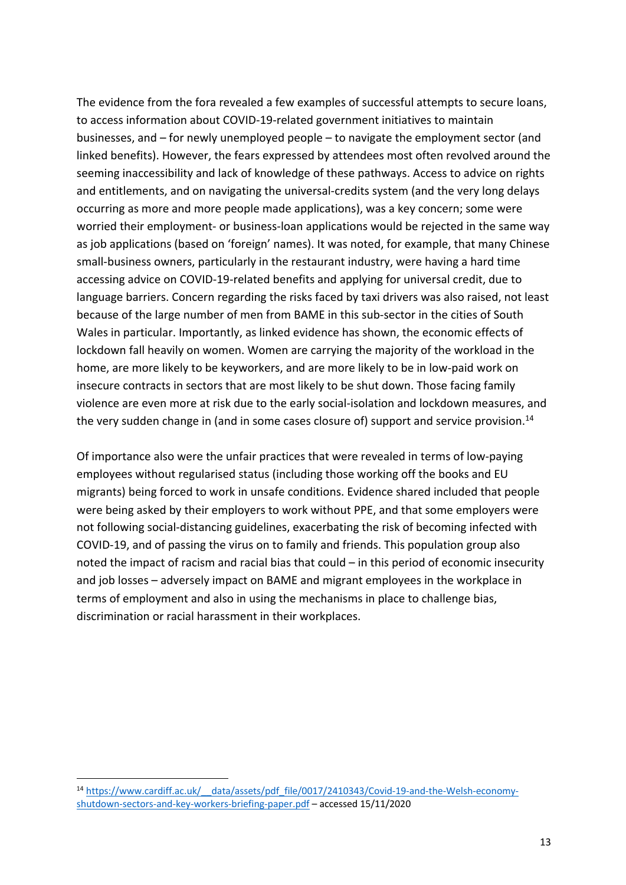The evidence from the fora revealed a few examples of successful attempts to secure loans, to access information about COVID-19-related government initiatives to maintain businesses, and – for newly unemployed people – to navigate the employment sector (and linked benefits). However, the fears expressed by attendees most often revolved around the seeming inaccessibility and lack of knowledge of these pathways. Access to advice on rights and entitlements, and on navigating the universal-credits system (and the very long delays occurring as more and more people made applications), was a key concern; some were worried their employment- or business-loan applications would be rejected in the same way as job applications (based on 'foreign' names). It was noted, for example, that many Chinese small-business owners, particularly in the restaurant industry, were having a hard time accessing advice on COVID-19-related benefits and applying for universal credit, due to language barriers. Concern regarding the risks faced by taxi drivers was also raised, not least because of the large number of men from BAME in this sub-sector in the cities of South Wales in particular. Importantly, as linked evidence has shown, the economic effects of lockdown fall heavily on women. Women are carrying the majority of the workload in the home, are more likely to be keyworkers, and are more likely to be in low-paid work on insecure contracts in sectors that are most likely to be shut down. Those facing family violence are even more at risk due to the early social-isolation and lockdown measures, and the very sudden change in (and in some cases closure of) support and service provision.[14]

Of importance also were the unfair practices that were revealed in terms of low-paying employees without regularised status (including those working off the books and EU migrants) being forced to work in unsafe conditions. Evidence shared included that people were being asked by their employers to work without PPE, and that some employers were not following social-distancing guidelines, exacerbating the risk of becoming infected with COVID-19, and of passing the virus on to family and friends. This population group also noted the impact of racism and racial bias that could – in this period of economic insecurity and job losses – adversely impact on BAME and migrant employees in the workplace in terms of employment and also in using the mechanisms in place to challenge bias, discrimination or racial harassment in their workplaces.

---

[14] https://www.cardiff.ac.uk/__data/assets/pdf_file/0017/2410343/Covid-19-and-the-Welsh-economy-shutdown-sectors-and-key-workers-briefing-paper.pdf – accessed 15/11/2020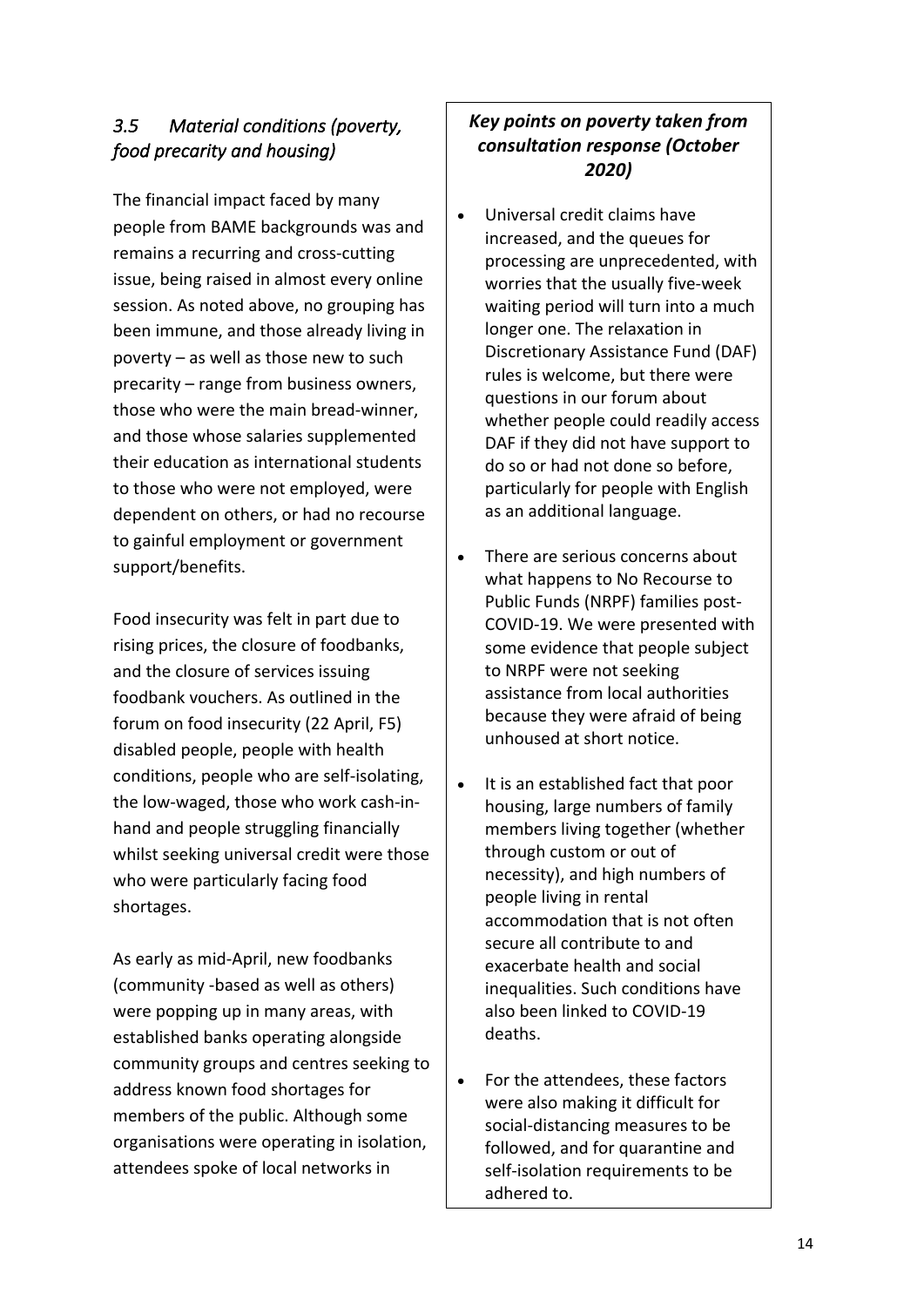### *3.5 Material conditions (poverty, food precarity and housing)*

The financial impact faced by many people from BAME backgrounds was and remains a recurring and cross-cutting issue, being raised in almost every online session. As noted above, no grouping has been immune, and those already living in poverty – as well as those new to such precarity – range from business owners, those who were the main bread-winner, and those whose salaries supplemented their education as international students to those who were not employed, were dependent on others, or had no recourse to gainful employment or government support/benefits.

Food insecurity was felt in part due to rising prices, the closure of foodbanks, and the closure of services issuing foodbank vouchers. As outlined in the forum on food insecurity (22 April, F5) disabled people, people with health conditions, people who are self-isolating, the low-waged, those who work cash-in-hand and people struggling financially whilst seeking universal credit were those who were particularly facing food shortages.

As early as mid-April, new foodbanks (community -based as well as others) were popping up in many areas, with established banks operating alongside community groups and centres seeking to address known food shortages for members of the public. Although some organisations were operating in isolation, attendees spoke of local networks in

> ***Key points on poverty taken from consultation response (October 2020)***
>
> - Universal credit claims have increased, and the queues for processing are unprecedented, with worries that the usually five-week waiting period will turn into a much longer one. The relaxation in Discretionary Assistance Fund (DAF) rules is welcome, but there were questions in our forum about whether people could readily access DAF if they did not have support to do so or had not done so before, particularly for people with English as an additional language.
> - There are serious concerns about what happens to No Recourse to Public Funds (NRPF) families post-COVID-19. We were presented with some evidence that people subject to NRPF were not seeking assistance from local authorities because they were afraid of being unhoused at short notice.
> - It is an established fact that poor housing, large numbers of family members living together (whether through custom or out of necessity), and high numbers of people living in rental accommodation that is not often secure all contribute to and exacerbate health and social inequalities. Such conditions have also been linked to COVID-19 deaths.
> - For the attendees, these factors were also making it difficult for social-distancing measures to be followed, and for quarantine and self-isolation requirements to be adhered to.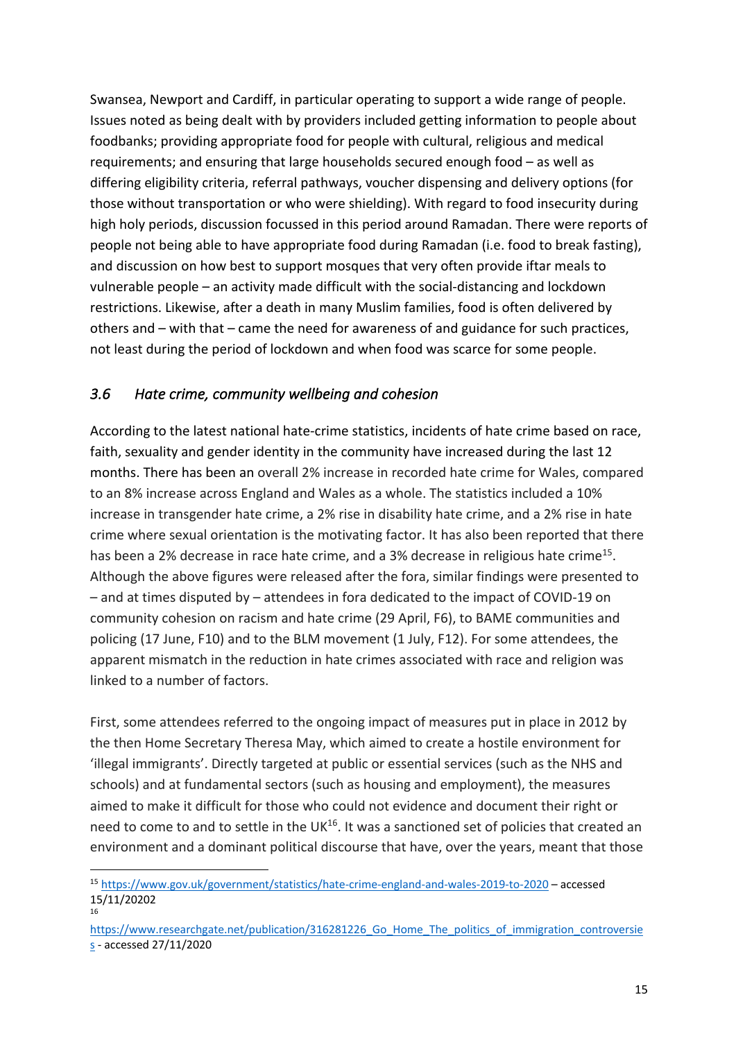Swansea, Newport and Cardiff, in particular operating to support a wide range of people. Issues noted as being dealt with by providers included getting information to people about foodbanks; providing appropriate food for people with cultural, religious and medical requirements; and ensuring that large households secured enough food – as well as differing eligibility criteria, referral pathways, voucher dispensing and delivery options (for those without transportation or who were shielding). With regard to food insecurity during high holy periods, discussion focussed in this period around Ramadan. There were reports of people not being able to have appropriate food during Ramadan (i.e. food to break fasting), and discussion on how best to support mosques that very often provide iftar meals to vulnerable people – an activity made difficult with the social-distancing and lockdown restrictions. Likewise, after a death in many Muslim families, food is often delivered by others and – with that – came the need for awareness of and guidance for such practices, not least during the period of lockdown and when food was scarce for some people.

### *3.6 Hate crime, community wellbeing and cohesion*

According to the latest national hate-crime statistics, incidents of hate crime based on race, faith, sexuality and gender identity in the community have increased during the last 12 months. There has been an overall 2% increase in recorded hate crime for Wales, compared to an 8% increase across England and Wales as a whole. The statistics included a 10% increase in transgender hate crime, a 2% rise in disability hate crime, and a 2% rise in hate crime where sexual orientation is the motivating factor. It has also been reported that there has been a 2% decrease in race hate crime, and a 3% decrease in religious hate crime[15]. Although the above figures were released after the fora, similar findings were presented to – and at times disputed by – attendees in fora dedicated to the impact of COVID-19 on community cohesion on racism and hate crime (29 April, F6), to BAME communities and policing (17 June, F10) and to the BLM movement (1 July, F12). For some attendees, the apparent mismatch in the reduction in hate crimes associated with race and religion was linked to a number of factors.

First, some attendees referred to the ongoing impact of measures put in place in 2012 by the then Home Secretary Theresa May, which aimed to create a hostile environment for 'illegal immigrants'. Directly targeted at public or essential services (such as the NHS and schools) and at fundamental sectors (such as housing and employment), the measures aimed to make it difficult for those who could not evidence and document their right or need to come to and to settle in the UK[16]. It was a sanctioned set of policies that created an environment and a dominant political discourse that have, over the years, meant that those

---

[15] https://www.gov.uk/government/statistics/hate-crime-england-and-wales-2019-to-2020 – accessed 15/11/20202

[16] https://www.researchgate.net/publication/316281226_Go_Home_The_politics_of_immigration_controversies - accessed 27/11/2020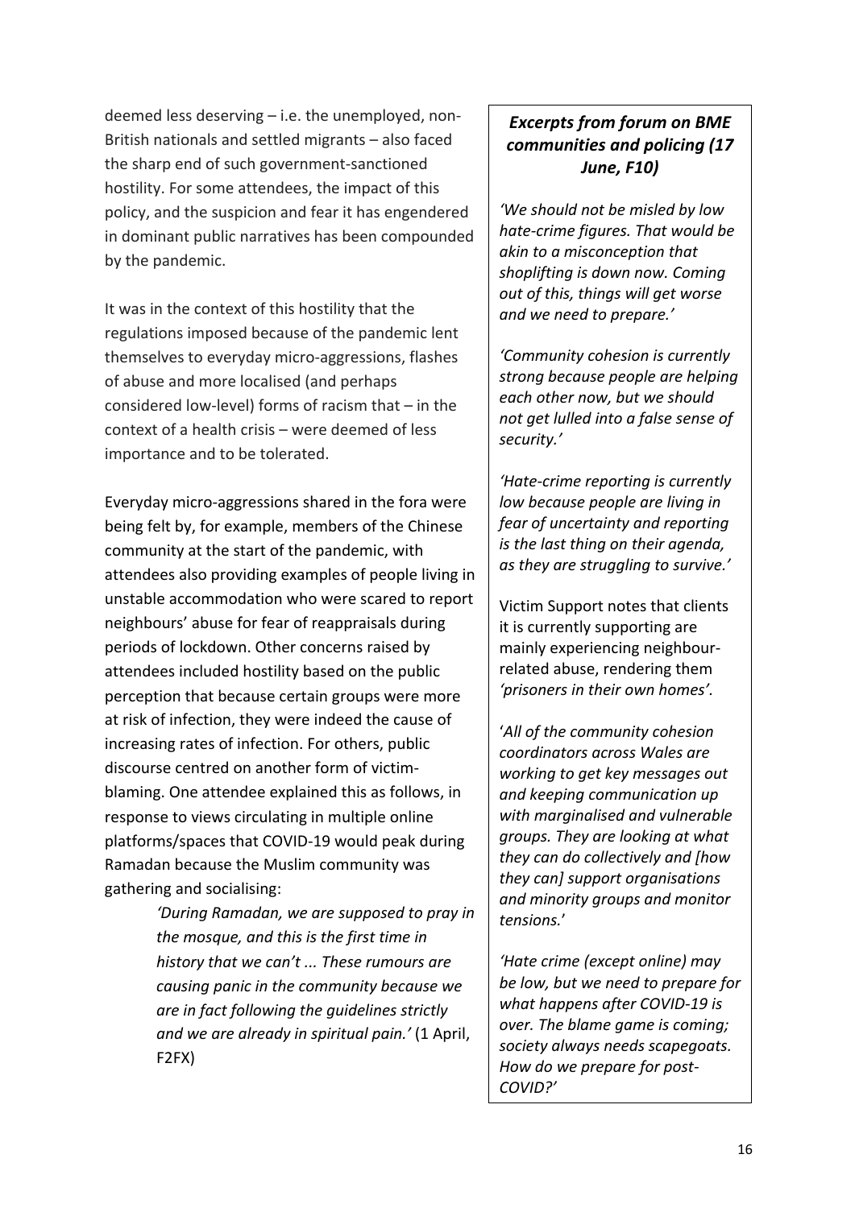deemed less deserving – i.e. the unemployed, non-British nationals and settled migrants – also faced the sharp end of such government-sanctioned hostility. For some attendees, the impact of this policy, and the suspicion and fear it has engendered in dominant public narratives has been compounded by the pandemic.

It was in the context of this hostility that the regulations imposed because of the pandemic lent themselves to everyday micro-aggressions, flashes of abuse and more localised (and perhaps considered low-level) forms of racism that – in the context of a health crisis – were deemed of less importance and to be tolerated.

Everyday micro-aggressions shared in the fora were being felt by, for example, members of the Chinese community at the start of the pandemic, with attendees also providing examples of people living in unstable accommodation who were scared to report neighbours' abuse for fear of reappraisals during periods of lockdown. Other concerns raised by attendees included hostility based on the public perception that because certain groups were more at risk of infection, they were indeed the cause of increasing rates of infection. For others, public discourse centred on another form of victim-blaming. One attendee explained this as follows, in response to views circulating in multiple online platforms/spaces that COVID-19 would peak during Ramadan because the Muslim community was gathering and socialising:

> *'During Ramadan, we are supposed to pray in the mosque, and this is the first time in history that we can't ... These rumours are causing panic in the community because we are in fact following the guidelines strictly and we are already in spiritual pain.'* (1 April, F2FX)

### *Excerpts from forum on BME communities and policing (17 June, F10)*

*'We should not be misled by low hate-crime figures. That would be akin to a misconception that shoplifting is down now. Coming out of this, things will get worse and we need to prepare.'*

*'Community cohesion is currently strong because people are helping each other now, but we should not get lulled into a false sense of security.'*

*'Hate-crime reporting is currently low because people are living in fear of uncertainty and reporting is the last thing on their agenda, as they are struggling to survive.'*

Victim Support notes that clients it is currently supporting are mainly experiencing neighbour-related abuse, rendering them *'prisoners in their own homes'*.

'*All of the community cohesion coordinators across Wales are working to get key messages out and keeping communication up with marginalised and vulnerable groups. They are looking at what they can do collectively and [how they can] support organisations and minority groups and monitor tensions.*'

*'Hate crime (except online) may be low, but we need to prepare for what happens after COVID-19 is over. The blame game is coming; society always needs scapegoats. How do we prepare for post-COVID?'*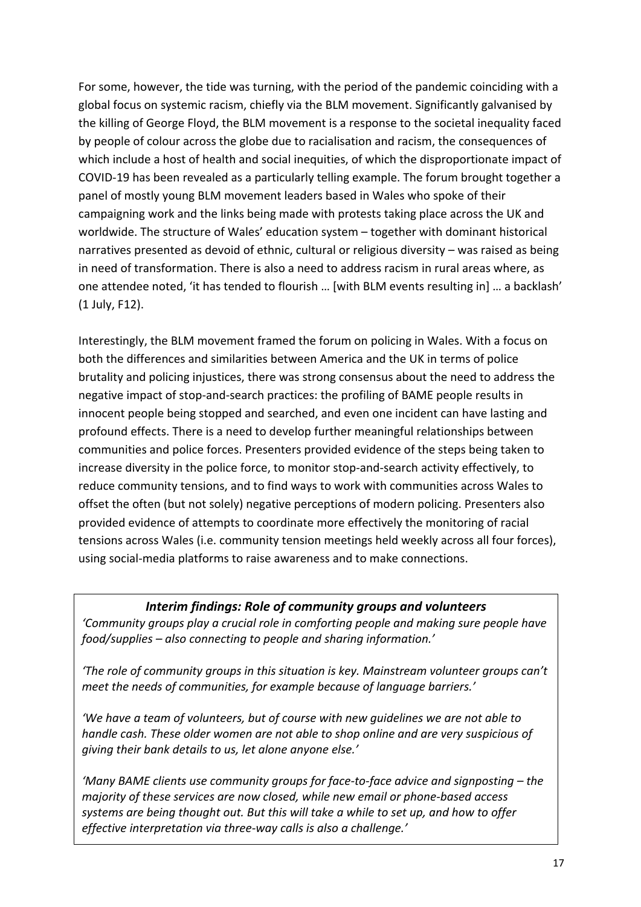For some, however, the tide was turning, with the period of the pandemic coinciding with a global focus on systemic racism, chiefly via the BLM movement. Significantly galvanised by the killing of George Floyd, the BLM movement is a response to the societal inequality faced by people of colour across the globe due to racialisation and racism, the consequences of which include a host of health and social inequities, of which the disproportionate impact of COVID-19 has been revealed as a particularly telling example. The forum brought together a panel of mostly young BLM movement leaders based in Wales who spoke of their campaigning work and the links being made with protests taking place across the UK and worldwide. The structure of Wales' education system – together with dominant historical narratives presented as devoid of ethnic, cultural or religious diversity – was raised as being in need of transformation. There is also a need to address racism in rural areas where, as one attendee noted, 'it has tended to flourish … [with BLM events resulting in] … a backlash' (1 July, F12).

Interestingly, the BLM movement framed the forum on policing in Wales. With a focus on both the differences and similarities between America and the UK in terms of police brutality and policing injustices, there was strong consensus about the need to address the negative impact of stop-and-search practices: the profiling of BAME people results in innocent people being stopped and searched, and even one incident can have lasting and profound effects. There is a need to develop further meaningful relationships between communities and police forces. Presenters provided evidence of the steps being taken to increase diversity in the police force, to monitor stop-and-search activity effectively, to reduce community tensions, and to find ways to work with communities across Wales to offset the often (but not solely) negative perceptions of modern policing. Presenters also provided evidence of attempts to coordinate more effectively the monitoring of racial tensions across Wales (i.e. community tension meetings held weekly across all four forces), using social-media platforms to raise awareness and to make connections.

### ***Interim findings: Role of community groups and volunteers***

*'Community groups play a crucial role in comforting people and making sure people have food/supplies – also connecting to people and sharing information.'*

*'The role of community groups in this situation is key. Mainstream volunteer groups can't meet the needs of communities, for example because of language barriers.'*

*'We have a team of volunteers, but of course with new guidelines we are not able to handle cash. These older women are not able to shop online and are very suspicious of giving their bank details to us, let alone anyone else.'*

*'Many BAME clients use community groups for face-to-face advice and signposting – the majority of these services are now closed, while new email or phone-based access systems are being thought out. But this will take a while to set up, and how to offer effective interpretation via three-way calls is also a challenge.'*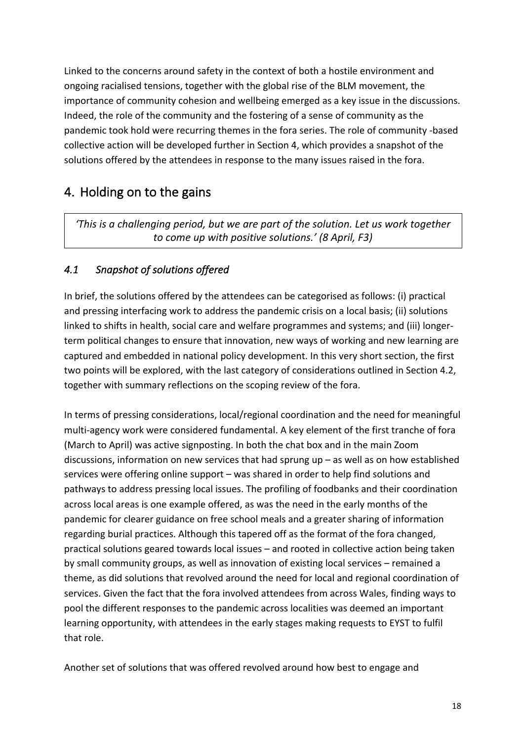Linked to the concerns around safety in the context of both a hostile environment and ongoing racialised tensions, together with the global rise of the BLM movement, the importance of community cohesion and wellbeing emerged as a key issue in the discussions. Indeed, the role of the community and the fostering of a sense of community as the pandemic took hold were recurring themes in the fora series. The role of community -based collective action will be developed further in Section 4, which provides a snapshot of the solutions offered by the attendees in response to the many issues raised in the fora.

## 4. Holding on to the gains

> *'This is a challenging period, but we are part of the solution. Let us work together to come up with positive solutions.' (8 April, F3)*

### *4.1 Snapshot of solutions offered*

In brief, the solutions offered by the attendees can be categorised as follows: (i) practical and pressing interfacing work to address the pandemic crisis on a local basis; (ii) solutions linked to shifts in health, social care and welfare programmes and systems; and (iii) longer-term political changes to ensure that innovation, new ways of working and new learning are captured and embedded in national policy development. In this very short section, the first two points will be explored, with the last category of considerations outlined in Section 4.2, together with summary reflections on the scoping review of the fora.

In terms of pressing considerations, local/regional coordination and the need for meaningful multi-agency work were considered fundamental. A key element of the first tranche of fora (March to April) was active signposting. In both the chat box and in the main Zoom discussions, information on new services that had sprung up – as well as on how established services were offering online support – was shared in order to help find solutions and pathways to address pressing local issues. The profiling of foodbanks and their coordination across local areas is one example offered, as was the need in the early months of the pandemic for clearer guidance on free school meals and a greater sharing of information regarding burial practices. Although this tapered off as the format of the fora changed, practical solutions geared towards local issues – and rooted in collective action being taken by small community groups, as well as innovation of existing local services – remained a theme, as did solutions that revolved around the need for local and regional coordination of services. Given the fact that the fora involved attendees from across Wales, finding ways to pool the different responses to the pandemic across localities was deemed an important learning opportunity, with attendees in the early stages making requests to EYST to fulfil that role.

Another set of solutions that was offered revolved around how best to engage and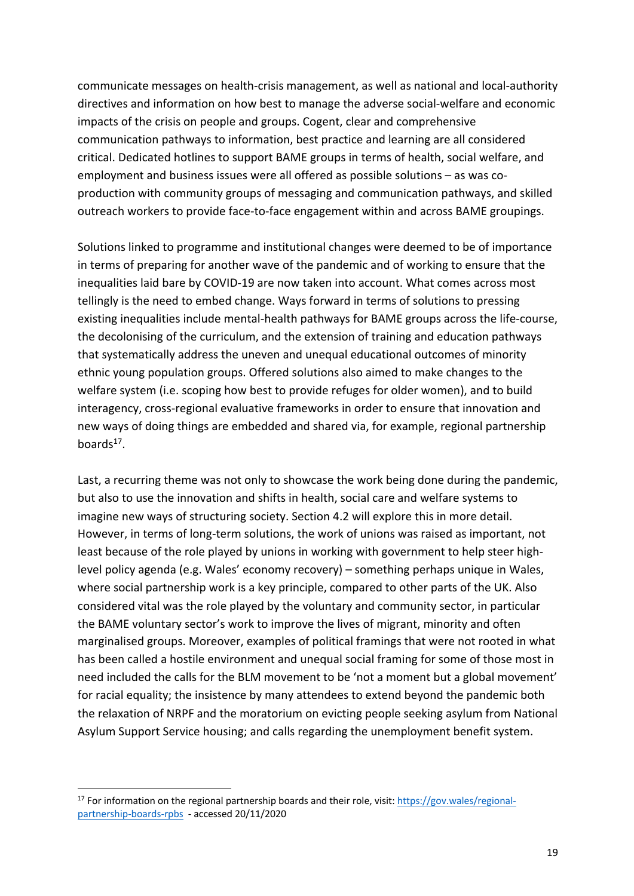communicate messages on health-crisis management, as well as national and local-authority directives and information on how best to manage the adverse social-welfare and economic impacts of the crisis on people and groups. Cogent, clear and comprehensive communication pathways to information, best practice and learning are all considered critical. Dedicated hotlines to support BAME groups in terms of health, social welfare, and employment and business issues were all offered as possible solutions – as was co-production with community groups of messaging and communication pathways, and skilled outreach workers to provide face-to-face engagement within and across BAME groupings.

Solutions linked to programme and institutional changes were deemed to be of importance in terms of preparing for another wave of the pandemic and of working to ensure that the inequalities laid bare by COVID-19 are now taken into account. What comes across most tellingly is the need to embed change. Ways forward in terms of solutions to pressing existing inequalities include mental-health pathways for BAME groups across the life-course, the decolonising of the curriculum, and the extension of training and education pathways that systematically address the uneven and unequal educational outcomes of minority ethnic young population groups. Offered solutions also aimed to make changes to the welfare system (i.e. scoping how best to provide refuges for older women), and to build interagency, cross-regional evaluative frameworks in order to ensure that innovation and new ways of doing things are embedded and shared via, for example, regional partnership boards[17].

Last, a recurring theme was not only to showcase the work being done during the pandemic, but also to use the innovation and shifts in health, social care and welfare systems to imagine new ways of structuring society. Section 4.2 will explore this in more detail. However, in terms of long-term solutions, the work of unions was raised as important, not least because of the role played by unions in working with government to help steer high-level policy agenda (e.g. Wales' economy recovery) – something perhaps unique in Wales, where social partnership work is a key principle, compared to other parts of the UK. Also considered vital was the role played by the voluntary and community sector, in particular the BAME voluntary sector's work to improve the lives of migrant, minority and often marginalised groups. Moreover, examples of political framings that were not rooted in what has been called a hostile environment and unequal social framing for some of those most in need included the calls for the BLM movement to be 'not a moment but a global movement' for racial equality; the insistence by many attendees to extend beyond the pandemic both the relaxation of NRPF and the moratorium on evicting people seeking asylum from National Asylum Support Service housing; and calls regarding the unemployment benefit system.

---

[17] For information on the regional partnership boards and their role, visit: https://gov.wales/regional-partnership-boards-rpbs - accessed 20/11/2020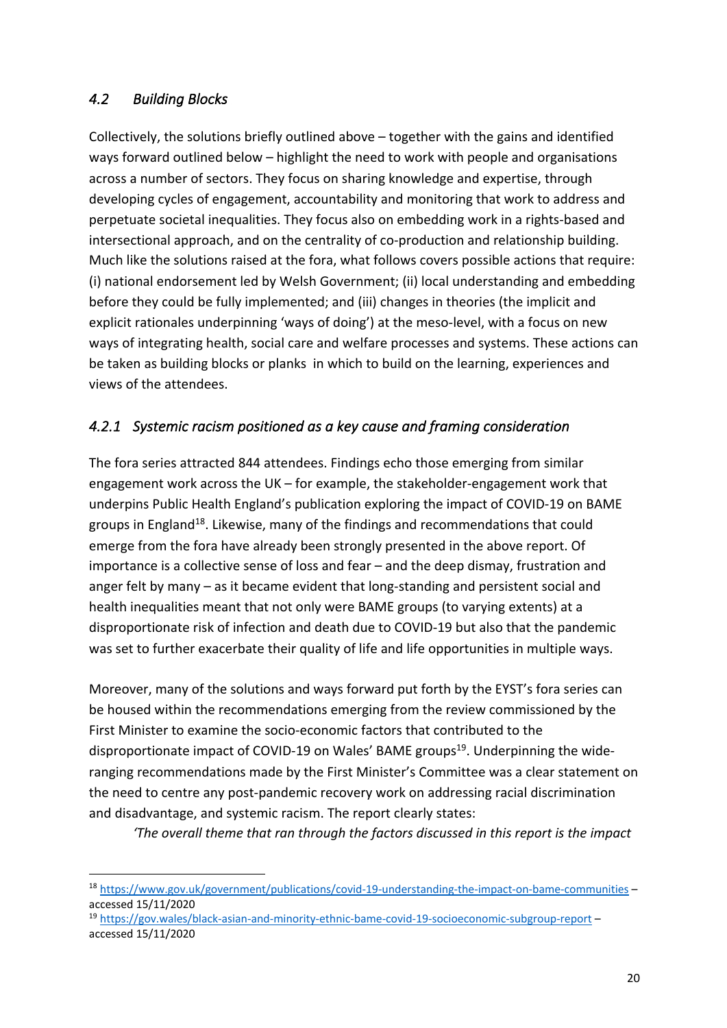### *4.2 Building Blocks*

Collectively, the solutions briefly outlined above – together with the gains and identified ways forward outlined below – highlight the need to work with people and organisations across a number of sectors. They focus on sharing knowledge and expertise, through developing cycles of engagement, accountability and monitoring that work to address and perpetuate societal inequalities. They focus also on embedding work in a rights-based and intersectional approach, and on the centrality of co-production and relationship building. Much like the solutions raised at the fora, what follows covers possible actions that require: (i) national endorsement led by Welsh Government; (ii) local understanding and embedding before they could be fully implemented; and (iii) changes in theories (the implicit and explicit rationales underpinning 'ways of doing') at the meso-level, with a focus on new ways of integrating health, social care and welfare processes and systems. These actions can be taken as building blocks or planks in which to build on the learning, experiences and views of the attendees.

#### *4.2.1 Systemic racism positioned as a key cause and framing consideration*

The fora series attracted 844 attendees. Findings echo those emerging from similar engagement work across the UK – for example, the stakeholder-engagement work that underpins Public Health England's publication exploring the impact of COVID-19 on BAME groups in England[18]. Likewise, many of the findings and recommendations that could emerge from the fora have already been strongly presented in the above report. Of importance is a collective sense of loss and fear – and the deep dismay, frustration and anger felt by many – as it became evident that long-standing and persistent social and health inequalities meant that not only were BAME groups (to varying extents) at a disproportionate risk of infection and death due to COVID-19 but also that the pandemic was set to further exacerbate their quality of life and life opportunities in multiple ways.

Moreover, many of the solutions and ways forward put forth by the EYST's fora series can be housed within the recommendations emerging from the review commissioned by the First Minister to examine the socio-economic factors that contributed to the disproportionate impact of COVID-19 on Wales' BAME groups[19]. Underpinning the wide-ranging recommendations made by the First Minister's Committee was a clear statement on the need to centre any post-pandemic recovery work on addressing racial discrimination and disadvantage, and systemic racism. The report clearly states:

*'The overall theme that ran through the factors discussed in this report is the impact*

---

[18] https://www.gov.uk/government/publications/covid-19-understanding-the-impact-on-bame-communities – accessed 15/11/2020

[19] https://gov.wales/black-asian-and-minority-ethnic-bame-covid-19-socioeconomic-subgroup-report – accessed 15/11/2020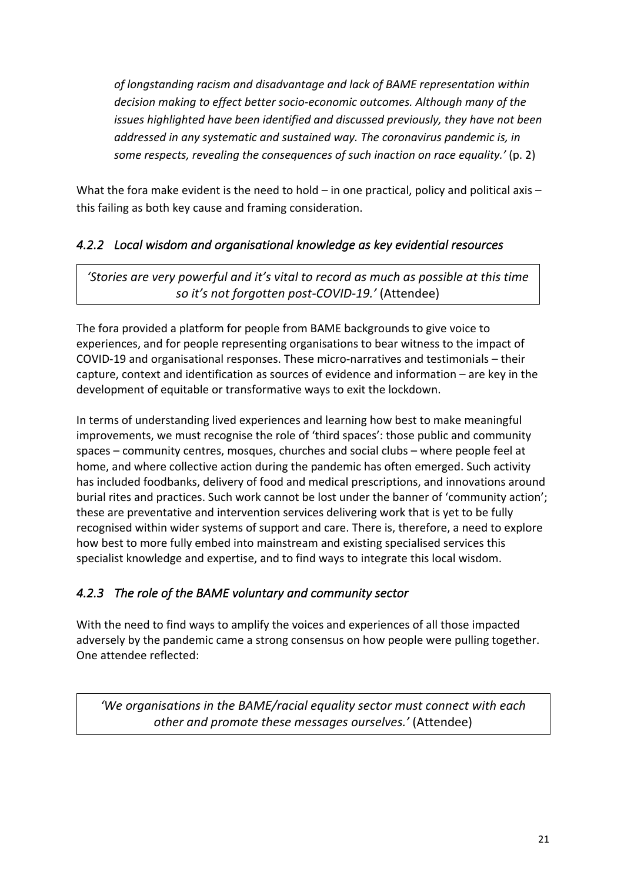*of longstanding racism and disadvantage and lack of BAME representation within decision making to effect better socio-economic outcomes. Although many of the issues highlighted have been identified and discussed previously, they have not been addressed in any systematic and sustained way. The coronavirus pandemic is, in some respects, revealing the consequences of such inaction on race equality.'* (p. 2)

What the fora make evident is the need to hold – in one practical, policy and political axis – this failing as both key cause and framing consideration.

### *4.2.2 Local wisdom and organisational knowledge as key evidential resources*

> *'Stories are very powerful and it's vital to record as much as possible at this time so it's not forgotten post-COVID-19.'* (Attendee)

The fora provided a platform for people from BAME backgrounds to give voice to experiences, and for people representing organisations to bear witness to the impact of COVID-19 and organisational responses. These micro-narratives and testimonials – their capture, context and identification as sources of evidence and information – are key in the development of equitable or transformative ways to exit the lockdown.

In terms of understanding lived experiences and learning how best to make meaningful improvements, we must recognise the role of 'third spaces': those public and community spaces – community centres, mosques, churches and social clubs – where people feel at home, and where collective action during the pandemic has often emerged. Such activity has included foodbanks, delivery of food and medical prescriptions, and innovations around burial rites and practices. Such work cannot be lost under the banner of 'community action'; these are preventative and intervention services delivering work that is yet to be fully recognised within wider systems of support and care. There is, therefore, a need to explore how best to more fully embed into mainstream and existing specialised services this specialist knowledge and expertise, and to find ways to integrate this local wisdom.

### *4.2.3 The role of the BAME voluntary and community sector*

With the need to find ways to amplify the voices and experiences of all those impacted adversely by the pandemic came a strong consensus on how people were pulling together. One attendee reflected:

> *'We organisations in the BAME/racial equality sector must connect with each other and promote these messages ourselves.'* (Attendee)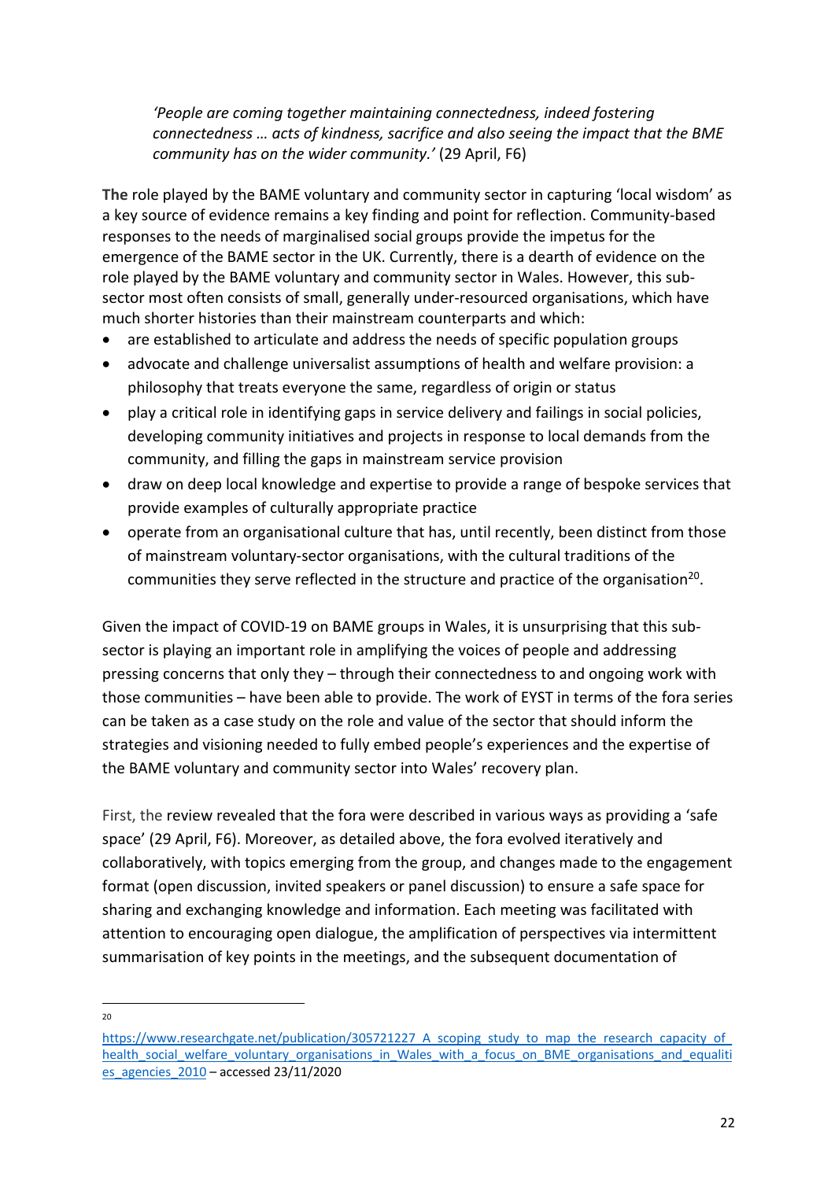*'People are coming together maintaining connectedness, indeed fostering connectedness … acts of kindness, sacrifice and also seeing the impact that the BME community has on the wider community.'* (29 April, F6)

**The** role played by the BAME voluntary and community sector in capturing 'local wisdom' as a key source of evidence remains a key finding and point for reflection. Community-based responses to the needs of marginalised social groups provide the impetus for the emergence of the BAME sector in the UK. Currently, there is a dearth of evidence on the role played by the BAME voluntary and community sector in Wales. However, this sub-sector most often consists of small, generally under-resourced organisations, which have much shorter histories than their mainstream counterparts and which:

- are established to articulate and address the needs of specific population groups
- advocate and challenge universalist assumptions of health and welfare provision: a philosophy that treats everyone the same, regardless of origin or status
- play a critical role in identifying gaps in service delivery and failings in social policies, developing community initiatives and projects in response to local demands from the community, and filling the gaps in mainstream service provision
- draw on deep local knowledge and expertise to provide a range of bespoke services that provide examples of culturally appropriate practice
- operate from an organisational culture that has, until recently, been distinct from those of mainstream voluntary-sector organisations, with the cultural traditions of the communities they serve reflected in the structure and practice of the organisation[20].

Given the impact of COVID-19 on BAME groups in Wales, it is unsurprising that this sub-sector is playing an important role in amplifying the voices of people and addressing pressing concerns that only they – through their connectedness to and ongoing work with those communities – have been able to provide. The work of EYST in terms of the fora series can be taken as a case study on the role and value of the sector that should inform the strategies and visioning needed to fully embed people's experiences and the expertise of the BAME voluntary and community sector into Wales' recovery plan.

First, the review revealed that the fora were described in various ways as providing a 'safe space' (29 April, F6). Moreover, as detailed above, the fora evolved iteratively and collaboratively, with topics emerging from the group, and changes made to the engagement format (open discussion, invited speakers or panel discussion) to ensure a safe space for sharing and exchanging knowledge and information. Each meeting was facilitated with attention to encouraging open dialogue, the amplification of perspectives via intermittent summarisation of key points in the meetings, and the subsequent documentation of

---

[20] https://www.researchgate.net/publication/305721227_A_scoping_study_to_map_the_research_capacity_of_health_social_welfare_voluntary_organisations_in_Wales_with_a_focus_on_BME_organisations_and_equalities_agencies_2010 – accessed 23/11/2020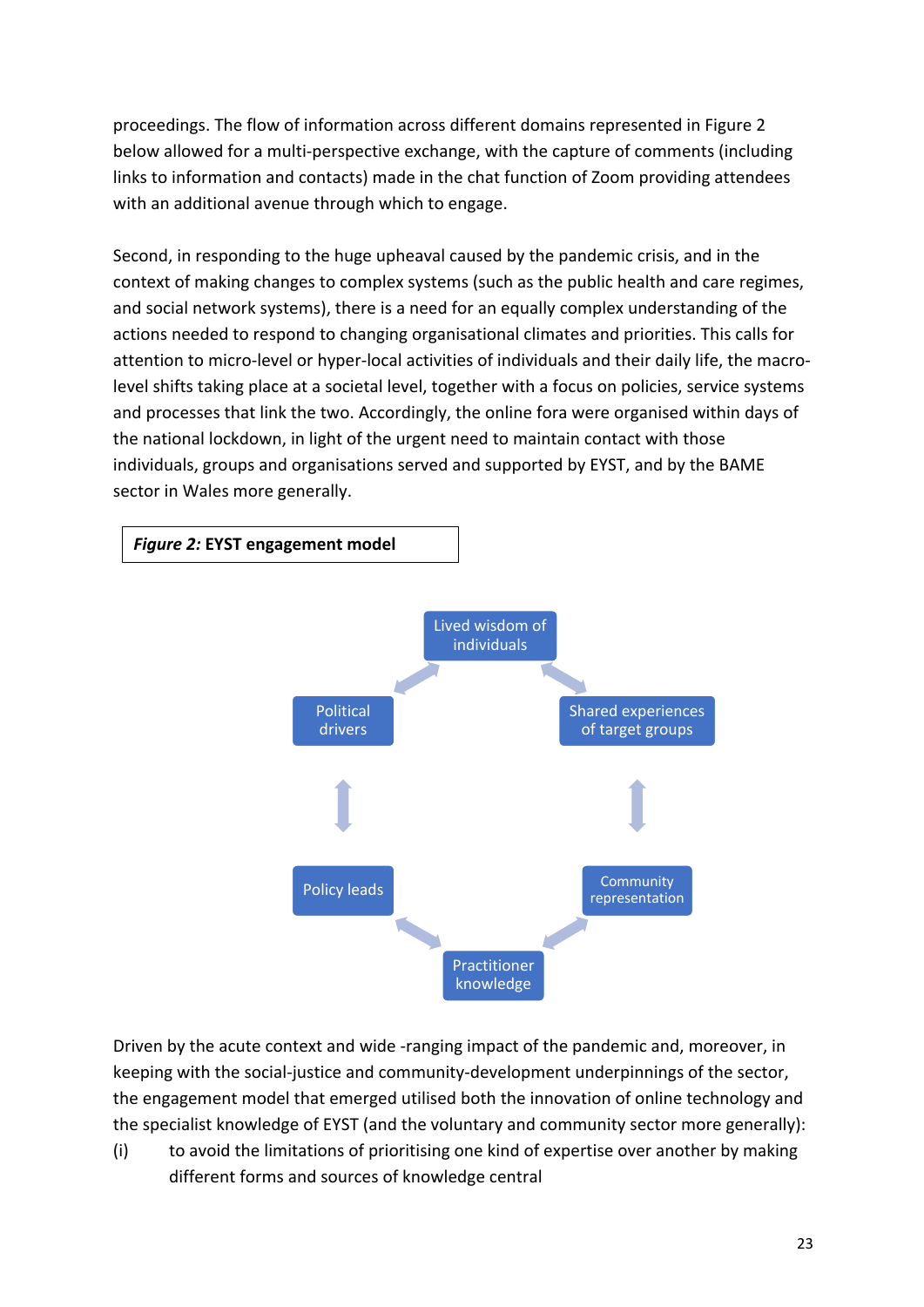proceedings. The flow of information across different domains represented in Figure 2 below allowed for a multi-perspective exchange, with the capture of comments (including links to information and contacts) made in the chat function of Zoom providing attendees with an additional avenue through which to engage.

Second, in responding to the huge upheaval caused by the pandemic crisis, and in the context of making changes to complex systems (such as the public health and care regimes, and social network systems), there is a need for an equally complex understanding of the actions needed to respond to changing organisational climates and priorities. This calls for attention to micro-level or hyper-local activities of individuals and their daily life, the macro-level shifts taking place at a societal level, together with a focus on policies, service systems and processes that link the two. Accordingly, the online fora were organised within days of the national lockdown, in light of the urgent need to maintain contact with those individuals, groups and organisations served and supported by EYST, and by the BAME sector in Wales more generally.

***Figure 2:*** **EYST engagement model**

Lived wisdom of individuals

Shared experiences of target groups

Community representation

Practitioner knowledge

Policy leads

Political drivers

Driven by the acute context and wide -ranging impact of the pandemic and, moreover, in keeping with the social-justice and community-development underpinnings of the sector, the engagement model that emerged utilised both the innovation of online technology and the specialist knowledge of EYST (and the voluntary and community sector more generally):

(i) to avoid the limitations of prioritising one kind of expertise over another by making different forms and sources of knowledge central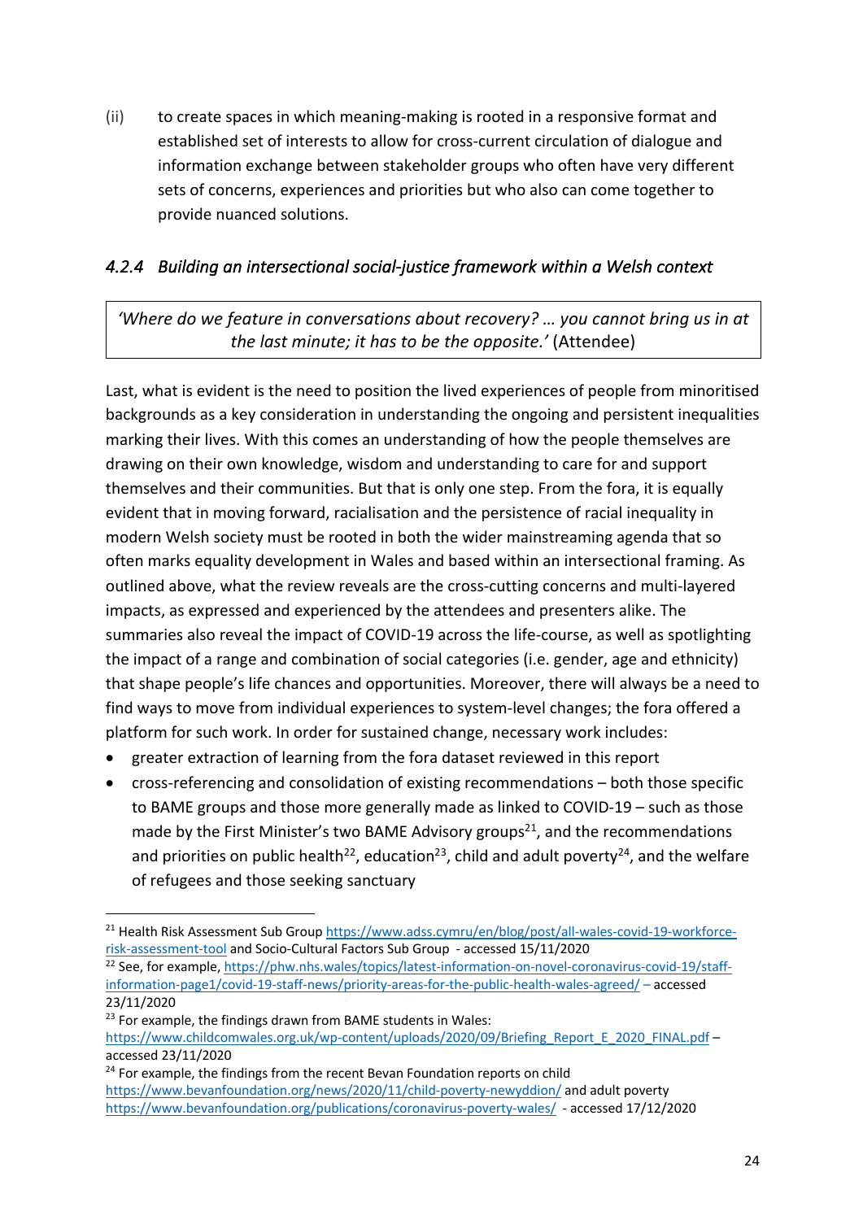(ii) to create spaces in which meaning-making is rooted in a responsive format and established set of interests to allow for cross-current circulation of dialogue and information exchange between stakeholder groups who often have very different sets of concerns, experiences and priorities but who also can come together to provide nuanced solutions.

#### *4.2.4 Building an intersectional social-justice framework within a Welsh context*

> *'Where do we feature in conversations about recovery? … you cannot bring us in at the last minute; it has to be the opposite.'* (Attendee)

Last, what is evident is the need to position the lived experiences of people from minoritised backgrounds as a key consideration in understanding the ongoing and persistent inequalities marking their lives. With this comes an understanding of how the people themselves are drawing on their own knowledge, wisdom and understanding to care for and support themselves and their communities. But that is only one step. From the fora, it is equally evident that in moving forward, racialisation and the persistence of racial inequality in modern Welsh society must be rooted in both the wider mainstreaming agenda that so often marks equality development in Wales and based within an intersectional framing. As outlined above, what the review reveals are the cross-cutting concerns and multi-layered impacts, as expressed and experienced by the attendees and presenters alike. The summaries also reveal the impact of COVID-19 across the life-course, as well as spotlighting the impact of a range and combination of social categories (i.e. gender, age and ethnicity) that shape people's life chances and opportunities. Moreover, there will always be a need to find ways to move from individual experiences to system-level changes; the fora offered a platform for such work. In order for sustained change, necessary work includes:

- greater extraction of learning from the fora dataset reviewed in this report
- cross-referencing and consolidation of existing recommendations – both those specific to BAME groups and those more generally made as linked to COVID-19 – such as those made by the First Minister's two BAME Advisory groups[21], and the recommendations and priorities on public health[22], education[23], child and adult poverty[24], and the welfare of refugees and those seeking sanctuary

---

[21] Health Risk Assessment Sub Group https://www.adss.cymru/en/blog/post/all-wales-covid-19-workforce-risk-assessment-tool and Socio-Cultural Factors Sub Group - accessed 15/11/2020

[22] See, for example, https://phw.nhs.wales/topics/latest-information-on-novel-coronavirus-covid-19/staff-information-page1/covid-19-staff-news/priority-areas-for-the-public-health-wales-agreed/ – accessed 23/11/2020

[23] For example, the findings drawn from BAME students in Wales: https://www.childcomwales.org.uk/wp-content/uploads/2020/09/Briefing_Report_E_2020_FINAL.pdf – accessed 23/11/2020

[24] For example, the findings from the recent Bevan Foundation reports on child https://www.bevanfoundation.org/news/2020/11/child-poverty-newyddion/ and adult poverty https://www.bevanfoundation.org/publications/coronavirus-poverty-wales/ - accessed 17/12/2020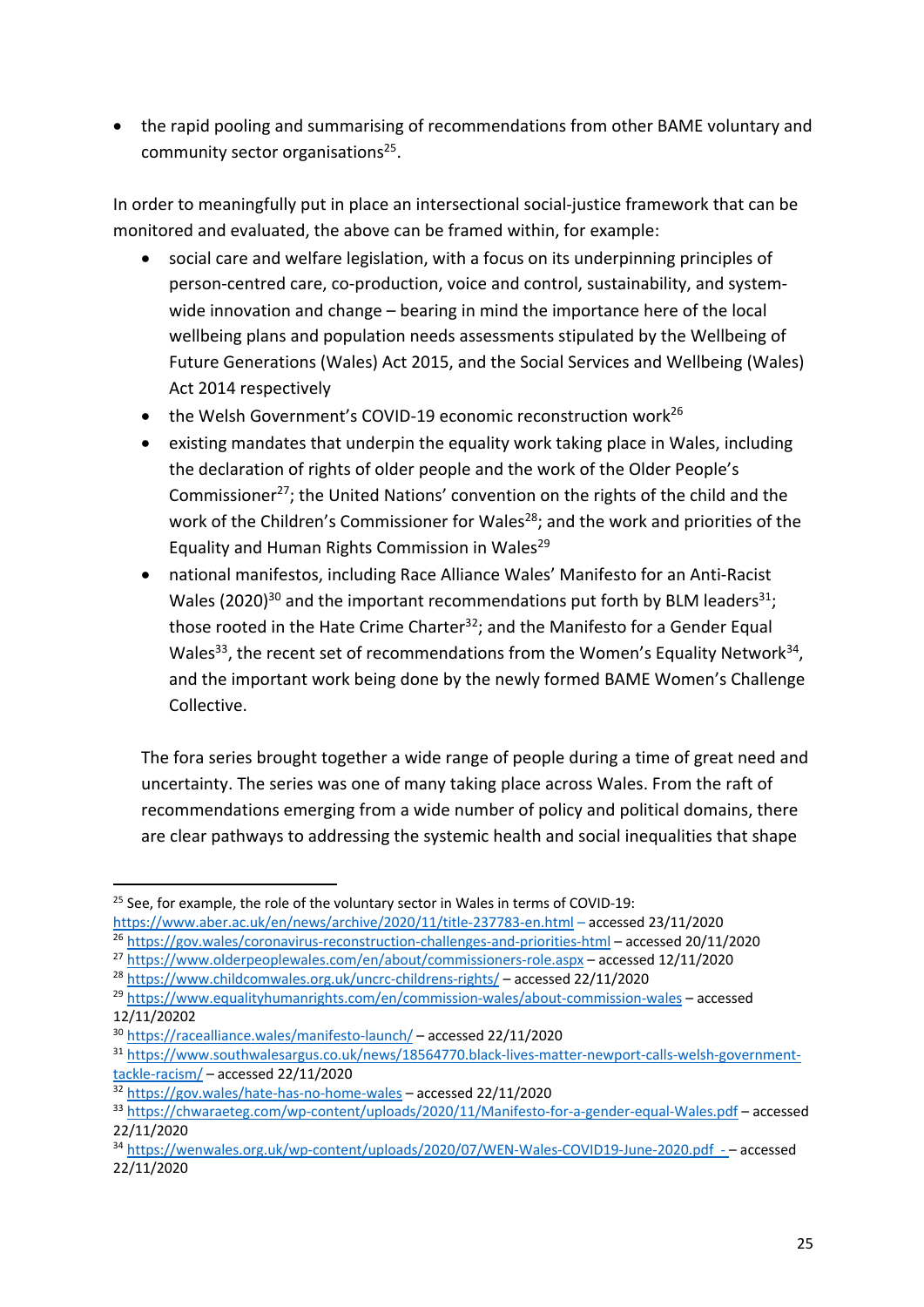- the rapid pooling and summarising of recommendations from other BAME voluntary and community sector organisations[25].

In order to meaningfully put in place an intersectional social-justice framework that can be monitored and evaluated, the above can be framed within, for example:

- social care and welfare legislation, with a focus on its underpinning principles of person-centred care, co-production, voice and control, sustainability, and system-wide innovation and change – bearing in mind the importance here of the local wellbeing plans and population needs assessments stipulated by the Wellbeing of Future Generations (Wales) Act 2015, and the Social Services and Wellbeing (Wales) Act 2014 respectively
- the Welsh Government's COVID-19 economic reconstruction work[26]
- existing mandates that underpin the equality work taking place in Wales, including the declaration of rights of older people and the work of the Older People's Commissioner[27]; the United Nations' convention on the rights of the child and the work of the Children's Commissioner for Wales[28]; and the work and priorities of the Equality and Human Rights Commission in Wales[29]
- national manifestos, including Race Alliance Wales' Manifesto for an Anti-Racist Wales (2020)[30] and the important recommendations put forth by BLM leaders[31]; those rooted in the Hate Crime Charter[32]; and the Manifesto for a Gender Equal Wales[33], the recent set of recommendations from the Women's Equality Network[34], and the important work being done by the newly formed BAME Women's Challenge Collective.

The fora series brought together a wide range of people during a time of great need and uncertainty. The series was one of many taking place across Wales. From the raft of recommendations emerging from a wide number of policy and political domains, there are clear pathways to addressing the systemic health and social inequalities that shape

---

[25] See, for example, the role of the voluntary sector in Wales in terms of COVID-19: https://www.aber.ac.uk/en/news/archive/2020/11/title-237783-en.html – accessed 23/11/2020

[26] https://gov.wales/coronavirus-reconstruction-challenges-and-priorities-html – accessed 20/11/2020

[27] https://www.olderpeoplewales.com/en/about/commissioners-role.aspx – accessed 12/11/2020

[28] https://www.childcomwales.org.uk/uncrc-childrens-rights/ – accessed 22/11/2020

[29] https://www.equalityhumanrights.com/en/commission-wales/about-commission-wales – accessed 12/11/20202

[30] https://racealliance.wales/manifesto-launch/ – accessed 22/11/2020

[31] https://www.southwalesargus.co.uk/news/18564770.black-lives-matter-newport-calls-welsh-government-tackle-racism/ – accessed 22/11/2020

[32] https://gov.wales/hate-has-no-home-wales – accessed 22/11/2020

[33] https://chwaraeteg.com/wp-content/uploads/2020/11/Manifesto-for-a-gender-equal-Wales.pdf – accessed 22/11/2020

[34] https://wenwales.org.uk/wp-content/uploads/2020/07/WEN-Wales-COVID19-June-2020.pdf - – accessed 22/11/2020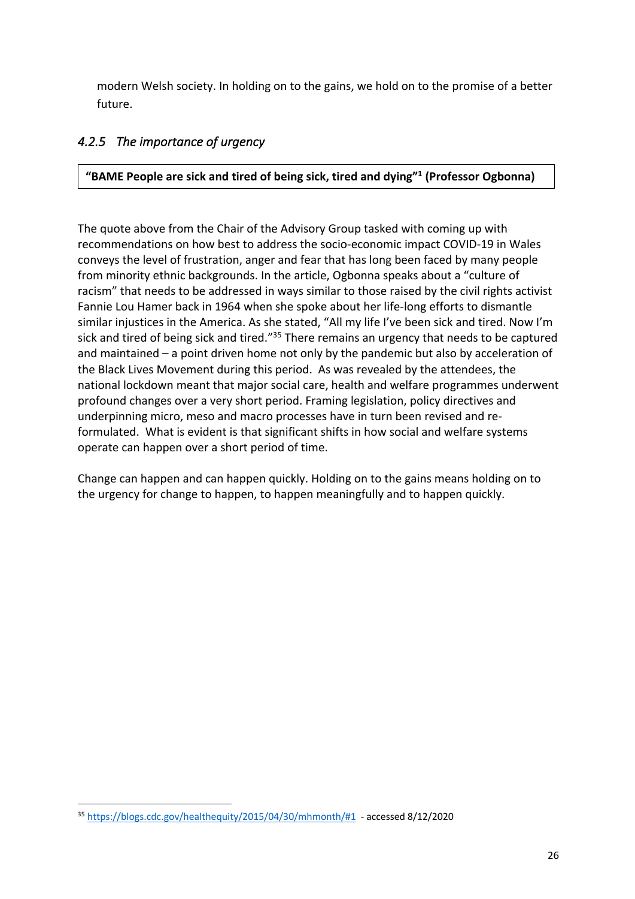modern Welsh society. In holding on to the gains, we hold on to the promise of a better future.

### *4.2.5 The importance of urgency*

**"BAME People are sick and tired of being sick, tired and dying"[1] (Professor Ogbonna)**

The quote above from the Chair of the Advisory Group tasked with coming up with recommendations on how best to address the socio-economic impact COVID-19 in Wales conveys the level of frustration, anger and fear that has long been faced by many people from minority ethnic backgrounds. In the article, Ogbonna speaks about a "culture of racism" that needs to be addressed in ways similar to those raised by the civil rights activist Fannie Lou Hamer back in 1964 when she spoke about her life-long efforts to dismantle similar injustices in the America. As she stated, "All my life I've been sick and tired. Now I'm sick and tired of being sick and tired."[35] There remains an urgency that needs to be captured and maintained – a point driven home not only by the pandemic but also by acceleration of the Black Lives Movement during this period. As was revealed by the attendees, the national lockdown meant that major social care, health and welfare programmes underwent profound changes over a very short period. Framing legislation, policy directives and underpinning micro, meso and macro processes have in turn been revised and re-formulated. What is evident is that significant shifts in how social and welfare systems operate can happen over a short period of time.

Change can happen and can happen quickly. Holding on to the gains means holding on to the urgency for change to happen, to happen meaningfully and to happen quickly.

[35] https://blogs.cdc.gov/healthequity/2015/04/30/mhmonth/#1 - accessed 8/12/2020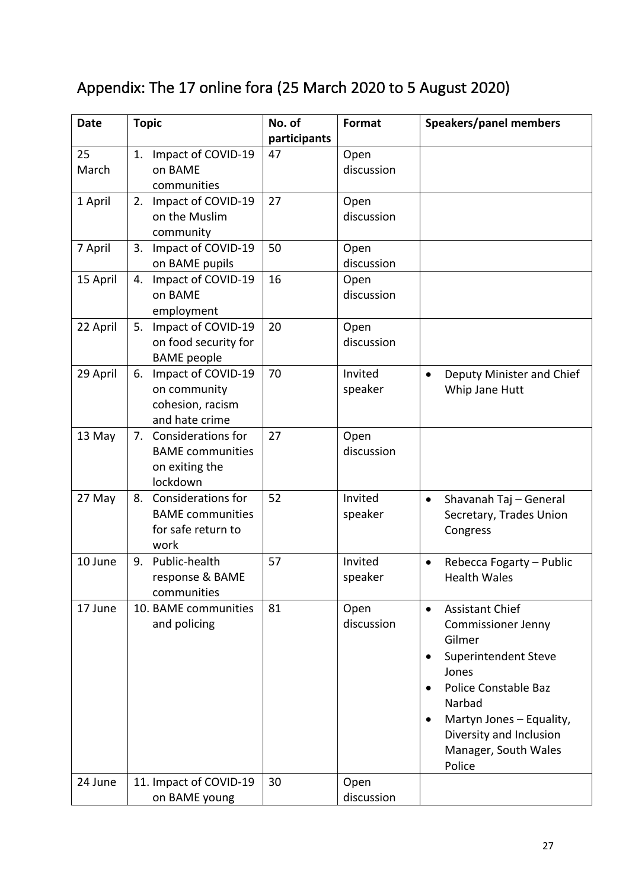## Appendix: The 17 online fora (25 March 2020 to 5 August 2020)

| Date | Topic | No. of participants | Format | Speakers/panel members |
|---|---|---|---|---|
| 25 March | 1. Impact of COVID-19 on BAME communities | 47 | Open discussion | |
| 1 April | 2. Impact of COVID-19 on the Muslim community | 27 | Open discussion | |
| 7 April | 3. Impact of COVID-19 on BAME pupils | 50 | Open discussion | |
| 15 April | 4. Impact of COVID-19 on BAME employment | 16 | Open discussion | |
| 22 April | 5. Impact of COVID-19 on food security for BAME people | 20 | Open discussion | |
| 29 April | 6. Impact of COVID-19 on community cohesion, racism and hate crime | 70 | Invited speaker | • Deputy Minister and Chief Whip Jane Hutt |
| 13 May | 7. Considerations for BAME communities on exiting the lockdown | 27 | Open discussion | |
| 27 May | 8. Considerations for BAME communities for safe return to work | 52 | Invited speaker | • Shavanah Taj – General Secretary, Trades Union Congress |
| 10 June | 9. Public-health response & BAME communities | 57 | Invited speaker | • Rebecca Fogarty – Public Health Wales |
| 17 June | 10. BAME communities and policing | 81 | Open discussion | • Assistant Chief Commissioner Jenny Gilmer<br>• Superintendent Steve Jones<br>• Police Constable Baz Narbad<br>• Martyn Jones – Equality, Diversity and Inclusion Manager, South Wales Police |
| 24 June | 11. Impact of COVID-19 on BAME young | 30 | Open discussion | |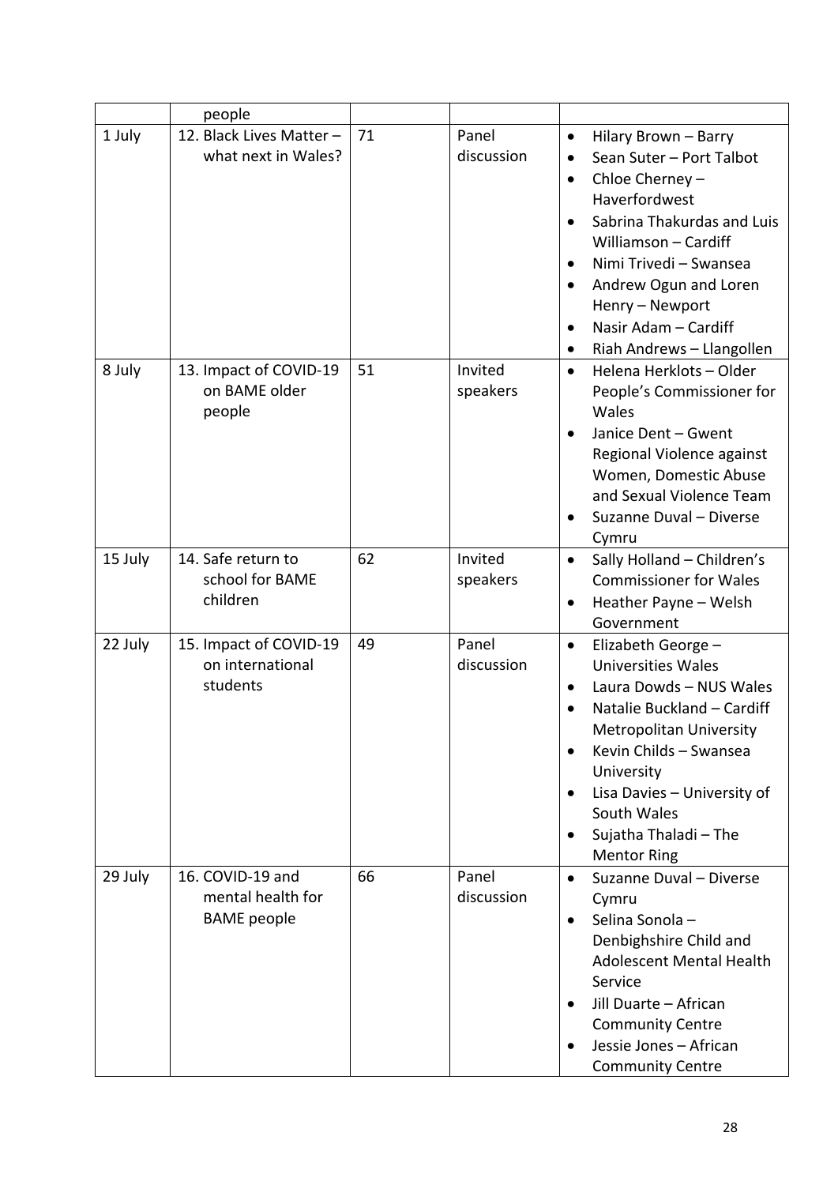| | people | | | |
|---|---|---|---|---|
| 1 July | 12. Black Lives Matter – what next in Wales? | 71 | Panel discussion | • Hilary Brown – Barry<br>• Sean Suter – Port Talbot<br>• Chloe Cherney – Haverfordwest<br>• Sabrina Thakurdas and Luis Williamson – Cardiff<br>• Nimi Trivedi – Swansea<br>• Andrew Ogun and Loren Henry – Newport<br>• Nasir Adam – Cardiff<br>• Riah Andrews – Llangollen |
| 8 July | 13. Impact of COVID-19 on BAME older people | 51 | Invited speakers | • Helena Herklots – Older People's Commissioner for Wales<br>• Janice Dent – Gwent Regional Violence against Women, Domestic Abuse and Sexual Violence Team<br>• Suzanne Duval – Diverse Cymru |
| 15 July | 14. Safe return to school for BAME children | 62 | Invited speakers | • Sally Holland – Children's Commissioner for Wales<br>• Heather Payne – Welsh Government |
| 22 July | 15. Impact of COVID-19 on international students | 49 | Panel discussion | • Elizabeth George – Universities Wales<br>• Laura Dowds – NUS Wales<br>• Natalie Buckland – Cardiff Metropolitan University<br>• Kevin Childs – Swansea University<br>• Lisa Davies – University of South Wales<br>• Sujatha Thaladi – The Mentor Ring |
| 29 July | 16. COVID-19 and mental health for BAME people | 66 | Panel discussion | • Suzanne Duval – Diverse Cymru<br>• Selina Sonola – Denbighshire Child and Adolescent Mental Health Service<br>• Jill Duarte – African Community Centre<br>• Jessie Jones – African Community Centre |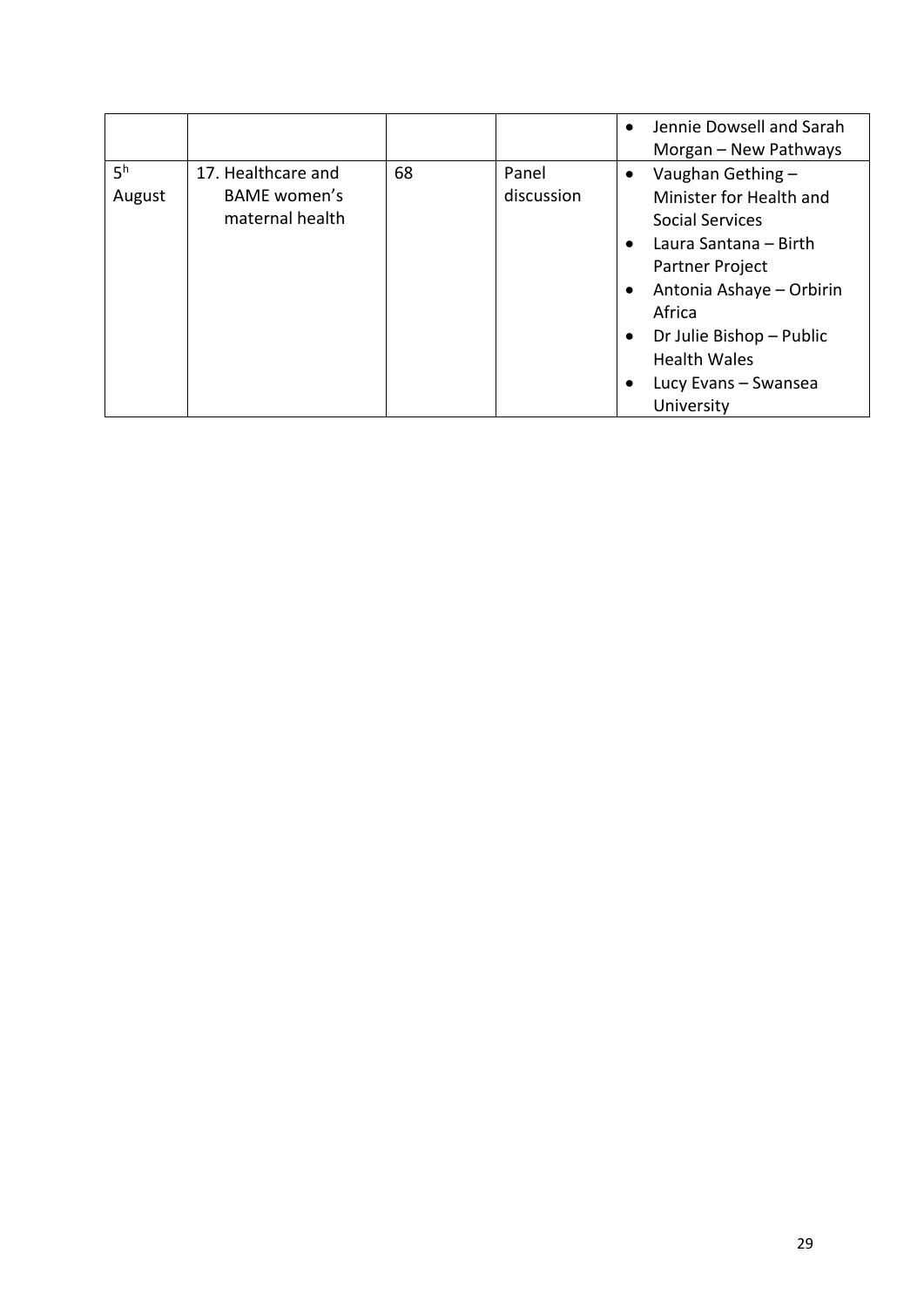| | | | | |
|---|---|---|---|---|
| | | | | • Jennie Dowsell and Sarah Morgan – New Pathways |
| 5h August | 17. Healthcare and BAME women's maternal health | 68 | Panel discussion | • Vaughan Gething – Minister for Health and Social Services<br>• Laura Santana – Birth Partner Project<br>• Antonia Ashaye – Orbirin Africa<br>• Dr Julie Bishop – Public Health Wales<br>• Lucy Evans – Swansea University |